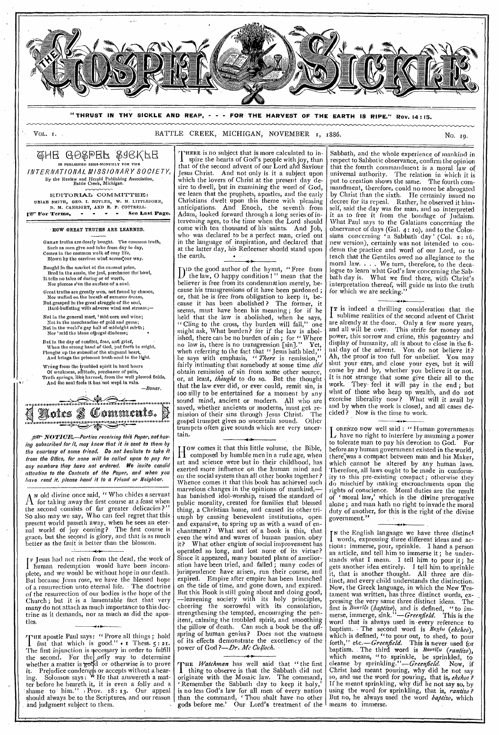# THE GOSPEL SICKLE

"THRUST IN THY SICKLE AND REAP, - - - FOR THE HARVEST OF THE EARTH IS RIPE." Rev. 14:15.

VOL. 1. BATTLE CREEK, MICHIGAN, NOVEMBER 1, 1886. No. 19.

## THE GOSPEL SICKLE

IS PUBLISHED SEMI-MONTHLY FOR THE

*INTERNATIONAL MISSIONARY SOCIETY,*

By the Review and Herald Publishing Association, Battle Creek, Michigan.

EDITORIAL COMMITTEE:

URIAH SMITH, GEO. I. BUTLER, W. H. LITTLEJOHN, D. M. CANRIGHT, AND R. F. COTTRELL.

☞ For Terms, - - - - - See Last Page.

### HOW GREAT TRUTHS ARE LEARNED.

Great truths are dearly bought. The common truth,
Such as men give and take from day to day,
Comes in the common walk of easy life,
Blown by the careless wind across our way.

Bought in the market at the current price,
Bred in the smile, the jest, perchance the bowl,
It tells no tales of daring or of worth,
Nor pierces e'en the surface of a soul.

Great truths are greatly won, not found by chance,
Nor wafted on the breath of summer dream,
But grasped in the great struggle of the soul,
Hard-buffeting with adverse wind and stream;—

Not in the general mart, 'mid corn and wine;
Not in the merchandise of gold and gems;
Not in the world's gay hall of midnight mirth;
Nor 'mid the blaze of regal diadems;

But in the day of conflict, fear, and grief,
When the strong hand of God, put forth in might,
Ploughs up the subsoil of the stagnant heart,
And brings the prisoned truth-seed to the light.

Wrung from the troubled spirit in hard hours
Of weakness, solitude, perchance of pain,
Truth springs, like harvest, from the well plowed fields,
And the soul feels it has not wept in vain.

—*Bonar.*

## Notes & Comments.

☞ *NOTICE.—Parties receiving this Paper, not having subscribed for it, may know that it is sent to them by the courtesy of some friend. Do not hesitate to take it from the Office, for none will be called upon to pay for any numbers they have not ordered. We invite candid attention to the Contents of the Paper, and when you have read it, please hand it to a Friend or Neighbor.*

AN old divine once said, "Who chides a servant for taking away the first course at a feast when the second consists of far greater delicacies?" So also may we say, Who can feel regret that this present world passeth away, when he sees an eternal world of joy coming? The first course is grace, but the second is glory, and that is as much better as the fruit is better than the blossom.

IF Jesus had not risen from the dead, the work of human redemption would have been incomplete, and we would be without hope in our death. But because Jesus rose, we have the blessed hope of a resurrection unto eternal life. The doctrine of the resurrection of our bodies is the hope of the Church; but it is a lamentable fact that very many do not attach as much importance to this doctrine as it demands, nor as much as did the apostles.

THE apostle Paul says: "Prove all things; hold fast that which is good." 1 Thess. 5:21. The first injunction is necessary in order to fulfill the second. For the only way to determine whether a matter is good or otherwise is to prove it. Prejudice condemns or accepts without a hearing. Solomon says: "He that answereth a matter before he heareth it, it is even a folly and a shame to him." Prov. 18:13. Our appeal should always be to the Scriptures, and our reason and judgment subject to them.

THERE is no subject that is more calculated to inspire the hearts of God's people with joy, than that of the second advent of our Lord and Saviour Jesus Christ. And not only is it a subject upon which the lovers of Christ at the present day desire to dwell, but in examining the word of God, we learn that the prophets, apostles, and the early Christians dwelt upon this theme with pleasing anticipations. And Enoch, the seventh from Adam, looked forward through a long series of intervening ages, to the time when the Lord should come with ten thousand of his saints. And Job, who was declared to be a perfect man, cried out in the language of inspiration, and declared that at the latter day, his Redeemer should stand upon the earth.

DID the good author of the hymn, "Free from the law, O happy condition!" mean that the believer is free from its condemnation merely, because his transgressions of it have been pardoned; or, that he is free from obligation to keep it, because it has been abolished? The former, it seems, must have been his meaning; for if he held that the law is abolished, when he says, "Cling to the cross, thy burden will fall," one might ask, What burden? for if the law is abolished, there can be no burden of sin; for "Where no law is, there is no transgression [sin]." Yet, when referring to the fact that "Jesus hath bled," he says with emphasis, "*There* is remission," fairly intimating that somebody at some time *did* obtain remission of sin from some other source, or, at least, *thought* to do so. But the thought that the law ever did, or ever could, remit sin, is too silly to be entertained for a moment by any sound mind, ancient or modern. All who are saved, whether ancients or moderns, must get remission of their sins through Jesus Christ. The gospel trumpet gives no uncertain sound. Other trumpets often give sounds which are very uncertain.

HOW comes it that this little volume, the Bible, composed by humble men in a rude age, when art and science were but in their childhood, has exerted more influence on the human mind and on the social system than all other books together? Whence comes it that this book has achieved such marvelous changes in the opinions of mankind,—has banished idol-worship, raised the standard of public morality, created for families that blessed thing, a Christian home, and caused its other triumph by causing benevolent institutions, open and expansive, to spring up as with a wand of enchantment? What sort of a book is this, that even the wind and waves of human passion obey it? What other engine of social improvement has operated so long, and lost none of its virtue? Since it appeared, many boasted plans of amelioration have been tried, and failed; many codes of jurisprudence have arisen, run their course, and expired. Empire after empire has been launched on the tide of time, and gone down, and expired. But this Book is still going about and doing good,—leavening society with its holy principles, cheering the sorrowful with its consolation, strengthening the tempted, encouraging the penitent, calming the troubled spirit, and smoothing the pillow of death. Can such a book be the offspring of human genius? Does not the vastness of its effects demonstrate the excellency of the power of God?—*Dr. Mc Culloch.*

THE *Watchman* has well said that "the first thing to observe is that the Sabbath did not originate with the Mosaic law. The command, 'Remember the Sabbath day to keep it holy,' is no less God's law for all men of every nation than the command, 'Thou shalt have no other gods before me.' Our Lord's treatment of the Sabbath, and the whole experience of mankind in respect to Sabbatic observance, confirm the opinion that the fourth commandment is a moral law of universal authority. The relation in which it is put to creation shows the same. The fourth commandment, therefore, could no more be abrogated by Christ than the sixth. He certainly issued no decree for its repeal. Rather, he observed it himself, said the day was for man, and so interpreted it as to free it from the bondage of Judaism. What Paul says to the Galatians concerning the observance of days (Gal. 4:10), and to the Colossians concerning 'a Sabbath day' (Col. 2:16, new version), certainly was not intended to condemn the practice and word of our Lord, or to teach that the Gentiles owed no allegiance to the moral law. . . . We turn, therefore, to the decalogue to learn what God's law concerning the Sabbath day is. What we find there, with Christ's interpretation thereof, will guide us into the truth for which we are seeking."

IT is indeed a thrilling consideration that the sublime realities of the second advent of Christ are already at the door. Only a few more years, and all will be over. This strife for money and power, this sorrow and crime, this pageantry and display of humanity, all is about to close in the final day of the advent. You do not believe it? Ah, the proof is too full for unbelief. You may shut your ears, and close your eyes, but it will come by and by, whether you believe it or not. It is not strange that some give their all to the work. They feel it will pay in the end; but what of those who heap up wealth, and do not exercise liberality now? What will it avail by and by when the work is closed, and all cases decided? Now is the time to work.

LORENZO DOW well said: "Human governments have no right to interfere by assuming a power to tolerate man to pay his devotion to God. For before any human government existed in the world, there was a compact between man and his Maker, which cannot be altered by any human laws. Therefore, all laws ought to be made in conformity to this pre-existing compact; otherwise they do mischief by making encroachments upon the rights of conscience. Moral duties are the result of 'moral law,' which is the divine prerogative alone; and man hath no right to invade the moral duty of another, for this is the right of the divine government."

IN the English language we have three distinct words, expressing three different ideas and actions: immerse, pour, sprinkle. I hand a person an article, and tell him to immerse it; he understands what I mean. I tell him to pour it; he gets another idea entirely. I tell him to sprinkle it, that is another thought. All three are distinct, and every child understands the distinction. Now, the Greek language, in which the New Testament was written, has three distinct words, expressing the very same three distinct ideas. The first is Βαπτίζω (*baptizo*), and is defined, "to immerse, immerge, sink."—*Greenfield.* This is the word that is always used in every reference to baptism. The second word is Ἐκχέω (*ekcheo*), which is defined, "to pour out, to shed, to pour forth," etc.—*Greenfield.* This is never used for baptism. The third word is Ῥαντίζω (*rantizo*), which means, "to sprinkle, be sprinkled, to cleanse by sprinkling."—*Greenfield.* Now, if Christ had meant pouring, why did he not say so, and use the word for pouring, that is, *ekcheo*? If he meant sprinkling, why did he not say so, by using the word for sprinkling, that is, *rantizo*? But no, he always used the word *baptizo*, which means to immerse.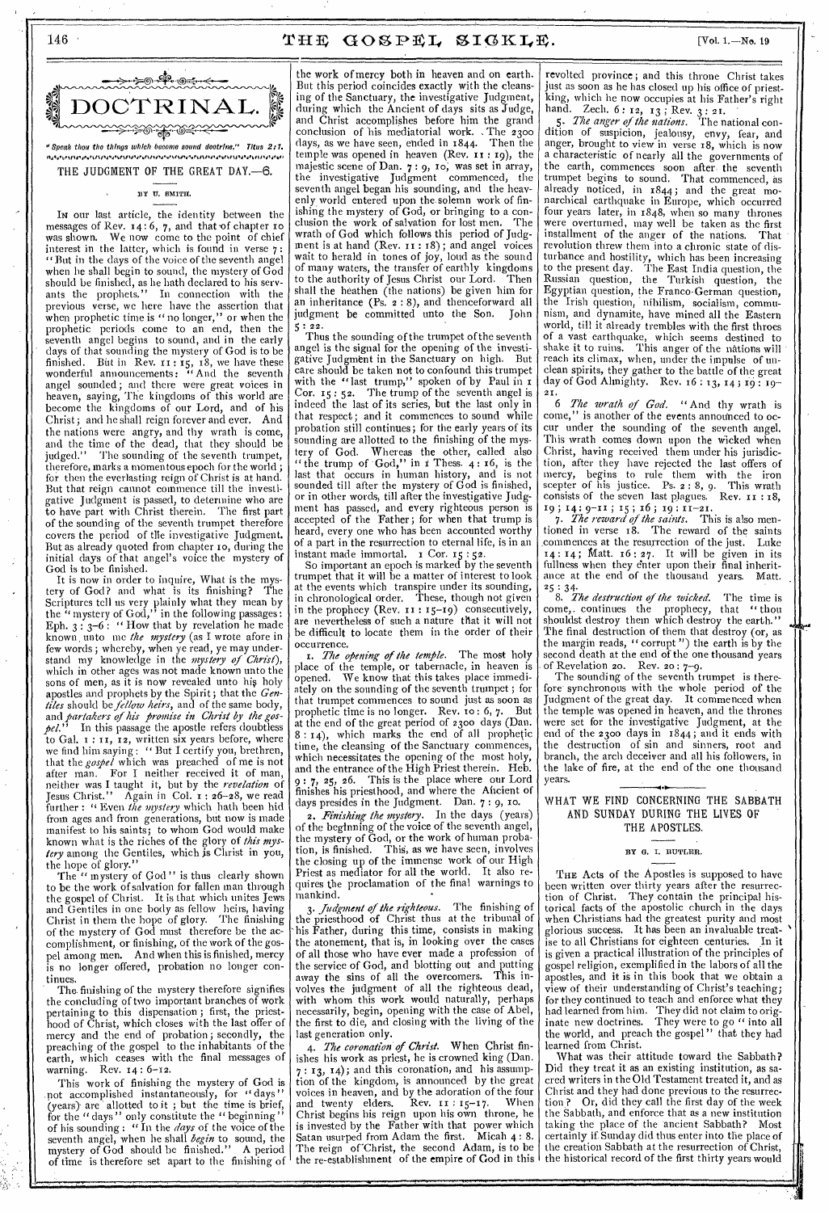# DOCTRINAL.

*"Speak thou the things which become sound doctrine." Titus 2:1.*

## THE JUDGMENT OF THE GREAT DAY.—6.

BY U. SMITH.

IN our last article, the identity between the messages of Rev. 14: 6, 7, and that of chapter 10 was shown. We now come to the point of chief interest in the latter, which is found in verse 7: "But in the days of the voice of the seventh angel when he shall begin to sound, the mystery of God should be finished, as he hath declared to his servants the prophets." In connection with the previous verse, we here have the assertion that when prophetic time is "no longer," or when the prophetic periods come to an end, then the seventh angel begins to sound, and in the early days of that sounding the mystery of God is to be finished. But in Rev. 11: 15, 18, we have these wonderful announcements: "And the seventh angel sounded; and there were great voices in heaven, saying, The kingdoms of this world are become the kingdoms of our Lord, and of his Christ; and he shall reign forever and ever. And the nations were angry, and thy wrath is come, and the time of the dead, that they should be judged." The sounding of the seventh trumpet, therefore, marks a momentous epoch for the world; for then the everlasting reign of Christ is at hand. But that reign cannot commence till the investigative Judgment is passed, to determine who are to have part with Christ therein. The first part of the sounding of the seventh trumpet therefore covers the period of the investigative Judgment. But as already quoted from chapter 10, during the initial days of that angel's voice the mystery of God is to be finished.

It is now in order to inquire, What is the mystery of God? and what is its finishing? The Scriptures tell us very plainly what they mean by the "mystery of God," in the following passages: Eph. 3: 3–6: "How that by revelation he made known unto me *the mystery* (as I wrote afore in few words; whereby, when ye read, ye may understand my knowledge in the *mystery of Christ*), which in other ages was not made known unto the sons of men, as it is now revealed unto his holy apostles and prophets by the Spirit; that the *Gentiles* should be *fellow heirs*, and of the same body, and *partakers of his promise in Christ by the gospel*." In this passage the apostle refers doubtless to Gal. 1: 11, 12, written six years before, where we find him saying: "But I certify you, brethren, that the *gospel* which was preached of me is not after man. For I neither received it of man, neither was I taught it, but by the *revelation* of Jesus Christ." Again in Col. 1: 26–28, we read further: "Even *the mystery* which hath been hid from ages and from generations, but now is made manifest to his saints; to whom God would make known what is the riches of the glory of *this mystery* among the Gentiles, which is Christ in you, the hope of glory."

The "mystery of God" is thus clearly shown to be the work of salvation for fallen man through the gospel of Christ. It is that which unites Jews and Gentiles in one body as fellow heirs, having Christ in them the hope of glory. The finishing of the mystery of God must therefore be the accomplishment, or finishing, of the work of the gospel among men. And when this is finished, mercy is no longer offered, probation no longer continues.

The finishing of the mystery therefore signifies the concluding of two important branches of work pertaining to this dispensation; first, the priesthood of Christ, which closes with the last offer of mercy and the end of probation; secondly, the preaching of the gospel to the inhabitants of the earth, which ceases with the final messages of warning. Rev. 14: 6–12.

This work of finishing the mystery of God is not accomplished instantaneously, for "days" (years) are allotted to it; but the time is brief, for the "days" only constitute the "beginning" of his sounding: "In the *days* of the voice of the seventh angel, when he shall *begin* to sound, the mystery of God should be finished." A period of time is therefore set apart to the finishing of the work of mercy both in heaven and on earth. But this period coincides exactly with the cleansing of the Sanctuary, the investigative Judgment, during which the Ancient of days sits as Judge, and Christ accomplishes before him the grand conclusion of his mediatorial work. The 2300 days, as we have seen, ended in 1844. Then the temple was opened in heaven (Rev. 11: 19), the majestic scene of Dan. 7: 9, 10, was set in array, the investigative Judgment commenced, the seventh angel began his sounding, and the heavenly world entered upon the solemn work of finishing the mystery of God, or bringing to a conclusion the work of salvation for lost men. The wrath of God which follows this period of Judgment is at hand (Rev. 11: 18); and angel voices wait to herald in tones of joy, loud as the sound of many waters, the transfer of earthly kingdoms to the authority of Jesus Christ our Lord. Then shall the heathen (the nations) be given him for an inheritance (Ps. 2: 8), and thenceforward all judgment be committed unto the Son. John 5: 22.

Thus the sounding of the trumpet of the seventh angel is the signal for the opening of the investigative Judgment in the Sanctuary on high. But care should be taken not to confound this trumpet with the "last trump," spoken of by Paul in 1 Cor. 15: 52. The trump of the seventh angel is indeed the last of its series, but the last only in that respect; and it commences to sound while probation still continues; for the early years of its sounding are allotted to the finishing of the mystery of God. Whereas the other, called also "the trump of God," in 1 Thess. 4: 16, is the last that occurs in human history, and is not sounded till after the mystery of God is finished, or in other words, till after the investigative Judgment has passed, and every righteous person is accepted of the Father; for when that trump is heard, every one who has been accounted worthy of a part in the resurrection to eternal life, is in an instant made immortal. 1 Cor. 15: 52.

So important an epoch is marked by the seventh trumpet that it will be a matter of interest to look at the events which transpire under its sounding, in chronological order. These, though not given in the prophecy (Rev. 11: 15–19) consecutively, are nevertheless of such a nature that it will not be difficult to locate them in the order of their occurrence.

1. *The opening of the temple.* The most holy place of the temple, or tabernacle, in heaven is opened. We know that this takes place immediately on the sounding of the seventh trumpet; for that trumpet commences to sound just as soon as prophetic time is no longer. Rev. 10: 6, 7. But at the end of the great period of 2300 days (Dan. 8: 14), which marks the end of all prophetic time, the cleansing of the Sanctuary commences, which necessitates the opening of the most holy, and the entrance of the High Priest therein. Heb. 9: 7, 25, 26. This is the place where our Lord finishes his priesthood, and where the Ancient of days presides in the Judgment. Dan. 7: 9, 10.

2. *Finishing the mystery.* In the days (years) of the beginning of the voice of the seventh angel, the mystery of God, or the work of human probation, is finished. This, as we have seen, involves the closing up of the immense work of our High Priest as mediator for all the world. It also requires the proclamation of the final warnings to mankind.

3. *Judgment of the righteous.* The finishing of the priesthood of Christ thus at the tribunal of his Father, during this time, consists in making the atonement, that is, in looking over the cases of all those who have ever made a profession of the service of God, and blotting out and putting away the sins of all the overcomers. This involves the judgment of all the righteous dead, with whom this work would naturally, perhaps necessarily, begin, opening with the case of Abel, the first to die, and closing with the living of the last generation only.

4. *The coronation of Christ.* When Christ finishes his work as priest, he is crowned king (Dan. 7: 13, 14); and this coronation, and his assumption of the kingdom, is announced by the great voices in heaven, and by the adoration of the four and twenty elders. Rev. 11: 15–17. When Christ begins his reign upon his own throne, he is invested by the Father with that power which Satan usurped from Adam the first. Micah 4: 8. The reign of Christ, the second Adam, is to be the re-establishment of the empire of God in this revolted province; and this throne Christ takes just as soon as he has closed up his office of priest-king, which he now occupies at his Father's right hand. Zech. 6: 12, 13; Rev. 3: 21.

5. *The anger of the nations.* The national condition of suspicion, jealousy, envy, fear, and anger, brought to view in verse 18, which is now a characteristic of nearly all the governments of the earth, commences soon after the seventh trumpet begins to sound. That commenced, as already noticed, in 1844; and the great monarchical earthquake in Europe, which occurred four years later, in 1848, when so many thrones were overturned, may well be taken as the first installment of the anger of the nations. That revolution threw them into a chronic state of disturbance and hostility, which has been increasing to the present day. The East India question, the Russian question, the Turkish question, the Egyptian question, the Franco-German question, the Irish question, nihilism, socialism, communism, and dynamite, have mined all the Eastern world, till it already trembles with the first throes of a vast earthquake, which seems destined to shake it to ruins. This anger of the nations will reach its climax, when, under the impulse of unclean spirits, they gather to the battle of the great day of God Almighty. Rev. 16: 13, 14; 19: 19–21.

6. *The wrath of God.* "And thy wrath is come," is another of the events announced to occur under the sounding of the seventh angel. This wrath comes down upon the wicked when Christ, having received them under his jurisdiction, after they have rejected the last offers of mercy, begins to rule them with the iron scepter of his justice. Ps. 2: 8, 9. This wrath consists of the seven last plagues. Rev. 11: 18, 19; 14: 9–11; 15; 16; 19: 11–21.

7. *The reward of the saints.* This is also mentioned in verse 18. The reward of the saints commences at the resurrection of the just. Luke 14: 14; Matt. 16: 27. It will be given in its fullness when they enter upon their final inheritance at the end of the thousand years. Matt. 25: 34.

8. *The destruction of the wicked.* The time is come, continues the prophecy, that "thou shouldst destroy them which destroy the earth." The final destruction of them that destroy (or, as the margin reads, "corrupt") the earth is by the second death at the end of the one thousand years of Revelation 20. Rev. 20: 7–9.

The sounding of the seventh trumpet is therefore synchronous with the whole period of the Judgment of the great day. It commenced when the temple was opened in heaven, and the thrones were set for the investigative Judgment, at the end of the 2300 days in 1844; and it ends with the destruction of sin and sinners, root and branch, the arch deceiver and all his followers, in the lake of fire, at the end of the one thousand years.

## WHAT WE FIND CONCERNING THE SABBATH AND SUNDAY DURING THE LIVES OF THE APOSTLES.

BY G. I. BUTLER.

THE Acts of the Apostles is supposed to have been written over thirty years after the resurrection of Christ. They contain the principal historical facts of the apostolic church in the days when Christians had the greatest purity and most glorious success. It has been an invaluable treatise to all Christians for eighteen centuries. In it is given a practical illustration of the principles of gospel religion, exemplified in the labors of all the apostles, and it is in this book that we obtain a view of their understanding of Christ's teaching; for they continued to teach and enforce what they had learned from him. They did not claim to originate new doctrines. They were to go "into all the world, and preach the gospel" that they had learned from Christ.

What was their attitude toward the Sabbath? Did they treat it as an existing institution, as sacred writers in the Old Testament treated it, and as Christ and they had done previous to the resurrection? Or, did they call the first day of the week the Sabbath, and enforce that as a new institution taking the place of the ancient Sabbath? Most certainly if Sunday did thus enter into the place of the creation Sabbath at the resurrection of Christ, the historical record of the first thirty years would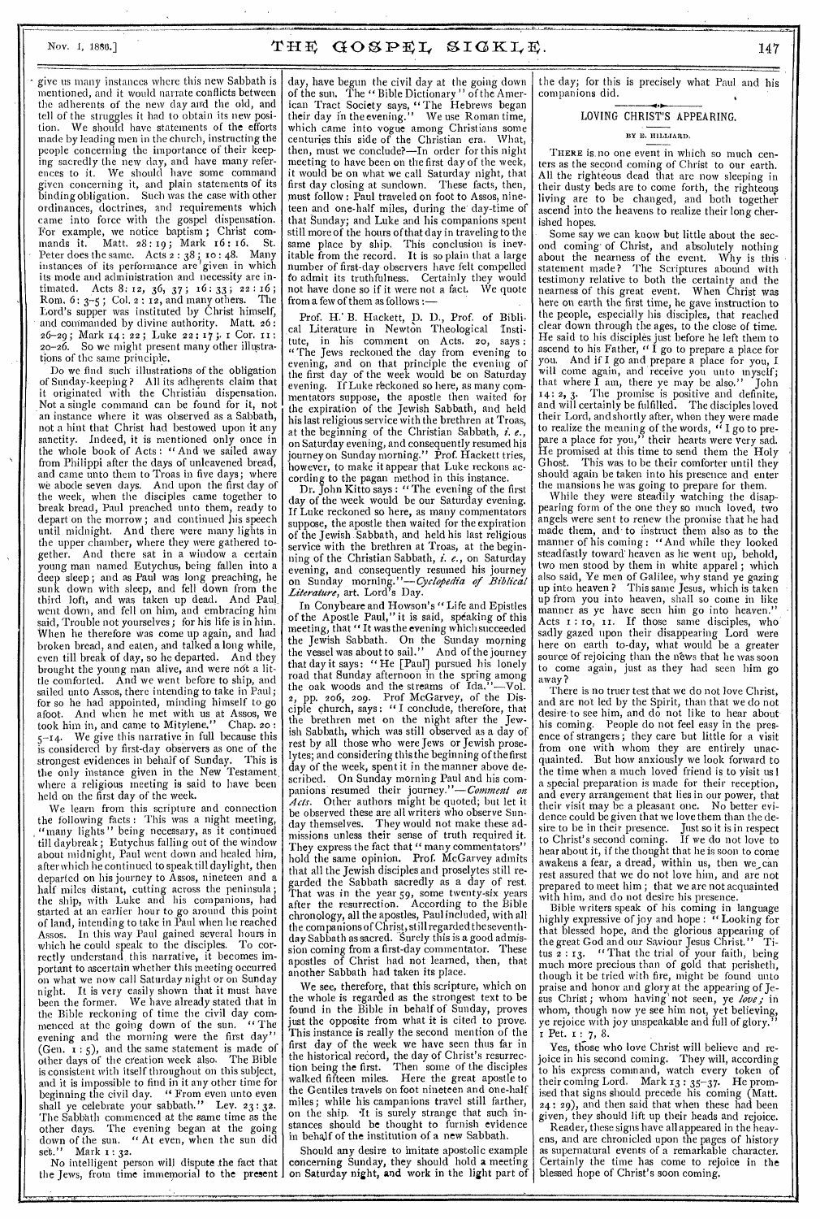give us many instances where this new Sabbath is mentioned, and it would narrate conflicts between the adherents of the new day and the old, and tell of the struggles it had to obtain its new position. We should have statements of the efforts made by leading men in the church, instructing the people concerning the importance of their keeping sacredly the new day, and have many references to it. We should have some command given concerning it, and plain statements of its binding obligation. Such was the case with other ordinances, doctrines, and requirements which came into force with the gospel dispensation. For example, we notice baptism; Christ commands it. Matt. 28: 19; Mark 16: 16. St. Peter does the same. Acts 2: 38; 10: 48. Many instances of its performance are given in which its mode and administration and necessity are intimated. Acts 8: 12, 36, 37; 16: 33; 22: 16; Rom. 6: 3-5; Col. 2: 12, and many others. The Lord's supper was instituted by Christ himself, and commanded by divine authority. Matt. 26: 26-29; Mark 14: 22; Luke 22: 17; 1 Cor. 11: 20-26. So we might present many other illustrations of the same principle.

Do we find such illustrations of the obligation of Sunday-keeping? All its adherents claim that it originated with the Christian dispensation. Not a single command can be found for it, not an instance where it was observed as a Sabbath, not a hint that Christ had bestowed upon it any sanctity. Indeed, it is mentioned only once in the whole book of Acts: "And we sailed away from Philippi after the days of unleavened bread, and came unto them to Troas in five days; where we abode seven days. And upon the first day of the week, when the disciples came together to break bread, Paul preached unto them, ready to depart on the morrow; and continued his speech until midnight. And there were many lights in the upper chamber, where they were gathered together. And there sat in a window a certain young man named Eutychus, being fallen into a deep sleep; and as Paul was long preaching, he sunk down with sleep, and fell down from the third loft, and was taken up dead. And Paul went down, and fell on him, and embracing him said, Trouble not yourselves; for his life is in him. When he therefore was come up again, and had broken bread, and eaten, and talked a long while, even till break of day, so he departed. And they brought the young man alive, and were not a little comforted. And we went before to ship, and sailed unto Assos, there intending to take in Paul; for so he had appointed, minding himself to go afoot. And when he met with us at Assos, we took him in, and came to Mitylene." Chap. 20: 5-14. We give this narrative in full because this is considered by first-day observers as one of the strongest evidences in behalf of Sunday. This is the only instance given in the New Testament where a religious meeting is said to have been held on the first day of the week.

We learn from this scripture and connection the following facts: This was a night meeting, "many lights" being necessary, as it continued till daybreak; Eutychus falling out of the window about midnight, Paul went down and healed him, after which he continued to speak till daylight, then departed on his journey to Assos, nineteen and a half miles distant, cutting across the peninsula; the ship, with Luke and his companions, had started at an earlier hour to go around this point of land, intending to take in Paul when he reached Assos. In this way Paul gained several hours in which he could speak to the disciples. To correctly understand this narrative, it becomes important to ascertain whether this meeting occurred on what we now call Saturday night or on Sunday night. It is very easily shown that it must have been the former. We have already stated that in the Bible reckoning of time the civil day commenced at the going down of the sun. "The evening and the morning were the first day" (Gen. 1: 5), and the same statement is made of other days of the creation week also. The Bible is consistent with itself throughout on this subject, and it is impossible to find in it any other time for beginning the civil day. "From even unto even shall ye celebrate your sabbath." Lev. 23: 32. The Sabbath commenced at the same time as the other days. The evening began at the going down of the sun. "At even, when the sun did set." Mark 1: 32.

No intelligent person will dispute the fact that the Jews, from time immemorial to the present day, have begun the civil day at the going down of the sun. The "Bible Dictionary" of the American Tract Society says, "The Hebrews began their day in the evening." We use Roman time, which came into vogue among Christians some centuries this side of the Christian era. What, then, must we conclude?—In order for this night meeting to have been on the first day of the week, it would be on what we call Saturday night, that first day closing at sundown. These facts, then, must follow: Paul traveled on foot to Assos, nineteen and one-half miles, during the day-time of that Sunday; and Luke and his companions spent still more of the hours of that day in traveling to the same place by ship. This conclusion is inevitable from the record. It is so plain that a large number of first-day observers have felt compelled to admit its truthfulness. Certainly they would not have done so if it were not a fact. We quote from a few of them as follows:—

Prof. H. B. Hackett, D. D., Prof. of Biblical Literature in Newton Theological Institute, in his comment on Acts. 20, says: "The Jews reckoned the day from evening to evening, and on that principle the evening of the first day of the week would be on Saturday evening. If Luke reckoned so here, as many commentators suppose, the apostle then waited for the expiration of the Jewish Sabbath, and held his last religious service with the brethren at Troas, at the beginning of the Christian Sabbath, *i. e.*, on Saturday evening, and consequently resumed his journey on Sunday morning." Prof. Hackett tries, however, to make it appear that Luke reckons according to the pagan method in this instance.

Dr. John Kitto says: "The evening of the first day of the week would be our Saturday evening. If Luke reckoned so here, as many commentators suppose, the apostle then waited for the expiration of the Jewish Sabbath, and held his last religious service with the brethren at Troas, at the beginning of the Christian Sabbath, *i. e.*, on Saturday evening, and consequently resumed his journey on Sunday morning."—*Cyclopedia of Biblical Literature*, art. Lord's Day.

In Conybeare and Howson's "Life and Epistles of the Apostle Paul," it is said, speaking of this meeting, that "It was the evening which succeeded the Jewish Sabbath. On the Sunday morning the vessel was about to sail." And of the journey that day it says: "He [Paul] pursued his lonely road that Sunday afternoon in the spring among the oak woods and the streams of Ida."—Vol. 2, pp. 206, 209. Prof McGarvey, of the Disciple church, says: "I conclude, therefore, that the brethren met on the night after the Jewish Sabbath, which was still observed as a day of rest by all those who were Jews or Jewish proselytes; and considering this the beginning of the first day of the week, spent it in the manner above described. On Sunday morning Paul and his companions resumed their journey."—*Comment on Acts*. Other authors might be quoted; but let it be observed these are all writers who observe Sunday themselves. They would not make these admissions unless their sense of truth required it. They express the fact that "many commentators" hold the same opinion. Prof. McGarvey admits that all the Jewish disciples and proselytes still regarded the Sabbath sacredly as a day of rest. That was in the year 59, some twenty-six years after the resurrection. According to the Bible chronology, all the apostles, Paul included, with all the companions of Christ, still regarded the seventh-day Sabbath as sacred. Surely this is a good admission coming from a first-day commentator. These apostles of Christ had not learned, then, that another Sabbath had taken its place.

We see, therefore, that this scripture, which on the whole is regarded as the strongest text to be found in the Bible in behalf of Sunday, proves just the opposite from what it is cited to prove. This instance is really the second mention of the first day of the week we have seen thus far in the historical record, the day of Christ's resurrection being the first. Then some of the disciples walked fifteen miles. Here the great apostle to the Gentiles travels on foot nineteen and one-half miles; while his campanions travel still farther, on the ship. It is surely strange that such instances should be thought to furnish evidence in behalf of the institution of a new Sabbath.

Should any desire to imitate apostolic example concerning Sunday, they should hold a meeting on Saturday night, and work in the light part of the day; for this is precisely what Paul and his companions did.

## LOVING CHRIST'S APPEARING.

BY E. HILLIARD.

There is no one event in which so much centers as the second coming of Christ to our earth. All the righteous dead that are now sleeping in their dusty beds are to come forth, the righteous living are to be changed, and both together ascend into the heavens to realize their long cherished hopes.

Some say we can know but little about the second coming of Christ, and absolutely nothing about the nearness of the event. Why is this statement made? The Scriptures abound with testimony relative to both the certainty and the nearness of this great event. When Christ was here on earth the first time, he gave instruction to the people, especially his disciples, that reached clear down through the ages, to the close of time. He said to his disciples just before he left them to ascend to his Father, "I go to prepare a place for you. And if I go and prepare a place for you, I will come again, and receive you unto myself; that where I am, there ye may be also." John 14: 2, 3. The promise is positive and definite, and will certainly be fulfilled. The disciples loved their Lord, and shortly after, when they were made to realize the meaning of the words, "I go to prepare a place for you," their hearts were very sad. He promised at this time to send them the Holy Ghost. This was to be their comforter until they should again be taken into his presence and enter the mansions he was going to prepare for them.

While they were steadily watching the disappearing form of the one they so much loved, two angels were sent to renew the promise that he had made them, and to instruct them also as to the manner of his coming: "And while they looked steadfastly toward heaven as he went up, behold, two men stood by them in white apparel; which also said, Ye men of Galilee, why stand ye gazing up into heaven? This same Jesus, which is taken up from you into heaven, shall so come in like manner as ye have seen him go into heaven." Acts 1: 10, 11. If those same disciples, who sadly gazed upon their disappearing Lord were here on earth to-day, what would be a greater source of rejoicing than the news that he was soon to come again, just as they had seen him go away?

There is no truer test that we do not love Christ, and are not led by the Spirit, than that we do not desire to see him, and do not like to hear about his coming. People do not feel easy in the presence of strangers; they care but little for a visit from one with whom they are entirely unacquainted. But how anxiously we look forward to the time when a much loved friend is to visit us! a special preparation is made for their reception, and every arrangement that lies in our power, that their visit may be a pleasant one. No better evidence could be given that we love them than the desire to be in their presence. Just so it is in respect to Christ's second coming. If we do not love to hear about it, if the thought that he is soon to come awakens a fear, a dread, within us, then we can rest assured that we do not love him, and are not prepared to meet him; that we are not acquainted with him, and do not desire his presence.

Bible writers speak of his coming in language highly expressive of joy and hope: "Looking for that blessed hope, and the glorious appearing of the great God and our Saviour Jesus Christ." Titus 2: 13. "That the trial of your faith, being much more precious than of gold that perisheth, though it be tried with fire, might be found unto praise and honor and glory at the appearing of Jesus Christ; whom having not seen, ye *love*; in whom, though now ye see him not, yet believing, ye rejoice with joy unspeakable and full of glory." 1 Pet. 1: 7, 8.

Yes, those who love Christ will believe and rejoice in his second coming. They will, according to his express command, watch every token of their coming Lord. Mark 13: 35-37. He promised that signs should precede his coming (Matt. 24: 29), and then said that when these had been given, they should lift up their heads and rejoice.

Reader, these signs have all appeared in the heavens, and are chronicled upon the pages of history as supernatural events of a remarkable character. Certainly the time has come to rejoice in the blessed hope of Christ's soon coming.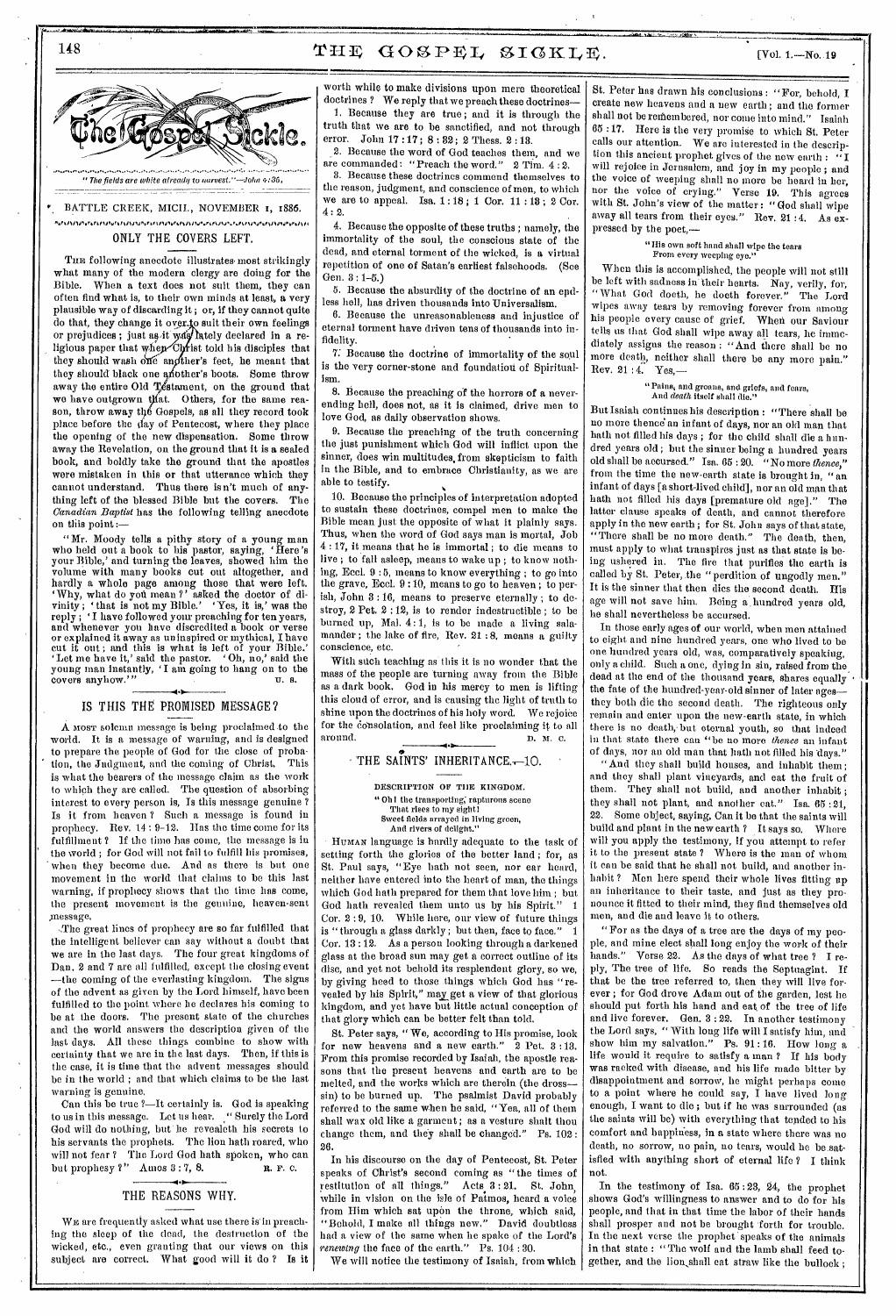# The Gospel Sickle.

*"The fields are white already to harvest."—John 4:35.*

BATTLE CREEK, MICH., NOVEMBER 1, 1886.

## ONLY THE COVERS LEFT.

The following anecdote illustrates most strikingly what many of the modern clergy are doing for the Bible. When a text does not suit them, they can often find what is, to their own minds at least, a very plausible way of discarding it; or, if they cannot quite do that, they change it over to suit their own feelings or prejudices; just as it was lately declared in a religious paper that when Christ told his disciples that they should wash one another's feet, he meant that they should black one another's boots. Some throw away the entire Old Testament, on the ground that we have outgrown that. Others, for the same reason, throw away the Gospels, as all they record took place before the day of Pentecost, where they place the opening of the new dispensation. Some throw away the Revelation, on the ground that it is a sealed book, and boldly take the ground that the apostles were mistaken in this or that utterance which they cannot understand. Thus there isn't much of anything left of the blessed Bible but the covers. The *Canadian Baptist* has the following telling anecdote on this point:—

"Mr. Moody tells a pithy story of a young man who held out a book to his pastor, saying, 'Here's your Bible,' and turning the leaves, showed him the volume with many books cut out altogether, and hardly a whole page among those that were left. 'Why, what do you mean?' asked the doctor of divinity; 'that is not my Bible.' 'Yes, it is,' was the reply; 'I have followed your preaching for ten years, and whenever you have discredited a book or verse or explained it away as uninspired or mythical, I have cut it out; and this is what is left of your Bible.' 'Let me have it,' said the pastor. 'Oh, no,' said the young man instantly, 'I am going to hang on to the covers anyhow.'"

U. S.

## IS THIS THE PROMISED MESSAGE?

A most solemn message is being proclaimed to the world. It is a message of warning, and is designed to prepare the people of God for the close of probation, the Judgment, and the coming of Christ. This is what the bearers of the message claim as the work to which they are called. The question of absorbing interest to every person is, Is this message genuine? Is it from heaven? Such a message is found in prophecy. Rev. 14:9-12. Has the time come for its fulfillment? If the time has come, the message is in the world; for God will not fail to fulfill his promises, when they become due. And as there is but one movement in the world that claims to be this last warning, if prophecy shows that the time has come, the present movement is the genuine, heaven-sent message.

The great lines of prophecy are so far fulfilled that the intelligent believer can say without a doubt that we are in the last days. The four great kingdoms of Dan. 2 and 7 are all fulfilled, except the closing event—the coming of the everlasting kingdom. The signs of the advent as given by the Lord himself, have been fulfilled to the point where he declares his coming to be at the doors. The present state of the churches and the world answers the description given of the last days. All these things combine to show with certainty that we are in the last days. Then, if this is the case, it is time that the advent messages should be in the world; and that which claims to be the last warning is genuine.

Can this be true?—It certainly is. God is speaking to us in this message. Let us hear. "Surely the Lord God will do nothing, but he revealeth his secrets to his servants the prophets. The lion hath roared, who will not fear? The Lord God hath spoken, who can but prophesy?" Amos 3:7, 8.

R. F. C.

## THE REASONS WHY.

We are frequently asked what use there is in preaching the sleep of the dead, the destruction of the wicked, etc., even granting that our views on this subject are correct. What good will it do? Is it worth while to make divisions upon mere theoretical doctrines? We reply that we preach these doctrines—

1. Because they are true; and it is through the truth that we are to be sanctified, and not through error. John 17:17; 8:32; 2 Thess. 2:13.

2. Because the word of God teaches them, and we are commanded: "Preach the word." 2 Tim. 4:2.

3. Because these doctrines commend themselves to the reason, judgment, and conscience of men, to which we are to appeal. Isa. 1:18; 1 Cor. 11:13; 2 Cor. 4:2.

4. Because the opposite of these truths; namely, the immortality of the soul, the conscious state of the dead, and eternal torment of the wicked, is a virtual repetition of one of Satan's earliest falsehoods. (See Gen. 3:1-5.)

5. Because the absurdity of the doctrine of an endless hell, has driven thousands into Universalism.

6. Because the unreasonableness and injustice of eternal torment have driven tens of thousands into infidelity.

7. Because the doctrine of immortality of the soul is the very corner-stone and foundation of Spiritualism.

8. Because the preaching of the horrors of a never-ending hell, does not, as it is claimed, drive men to love God, as daily observation shows.

9. Because the preaching of the truth concerning the just punishment which God will inflict upon the sinner, does win multitudes, from skepticism to faith in the Bible, and to embrace Christianity, as we are able to testify.

10. Because the principles of interpretation adopted to sustain these doctrines, compel men to make the Bible mean just the opposite of what it plainly says. Thus, when the word of God says man is mortal, Job 4:17, it means that he is immortal; to die means to live; to fall asleep, means to wake up; to know nothing, Eccl. 9:5, means to know everything; to go into the grave, Eccl. 9:10, means to go to heaven; to perish, John 3:16, means to preserve eternally; to destroy, 2 Pet. 2:12, is to render indestructible; to be burned up, Mal. 4:1, is to be made a living salamander; the lake of fire, Rev. 21:8, means a guilty conscience, etc.

With such teaching as this it is no wonder that the mass of the people are turning away from the Bible as a dark book. God in his mercy to men is lifting this cloud of error, and is causing the light of truth to shine upon the doctrines of his holy word. We rejoice for the consolation, and feel like proclaiming it to all around.

D. M. C.

## THE SAINTS' INHERITANCE.—10.

DESCRIPTION OF THE KINGDOM.

"Oh! the transporting, rapturous scene
That rises to my sight!
Sweet fields arrayed in living green,
And rivers of delight."

Human language is hardly adequate to the task of setting forth the glories of the better land; for, as St. Paul says, "Eye hath not seen, nor ear heard, neither have entered into the heart of man, the things which God hath prepared for them that love him; but God hath revealed them unto us by his Spirit." 1 Cor. 2:9, 10. While here, our view of future things is "through a glass darkly; but then, face to face." 1 Cor. 13:12. As a person looking through a darkened glass at the broad sun may get a correct outline of its disc, and yet not behold its resplendent glory, so we, by giving heed to those things which God has "revealed by his Spirit," may get a view of that glorious kingdom, and yet have but little actual conception of that glory which can be better felt than told.

St. Peter says, "We, according to His promise, look for new heavens and a new earth." 2 Pet. 3:13. From this promise recorded by Isaiah, the apostle reasons that the present heavens and earth are to be melted, and the works which are therein (the dross—sin) to be burned up. The psalmist David probably referred to the same when he said, "Yea, all of them shall wax old like a garment; as a vesture shalt thou change them, and they shall be changed." Ps. 102:26.

In his discourse on the day of Pentecost, St. Peter speaks of Christ's second coming as "the times of restitution of all things." Acts 3:21. St. John, while in vision on the isle of Patmos, heard a voice from Him which sat upon the throne, which said, "Behold, I make all things new." David doubtless had a view of the same when he spake of the Lord's *renewing* the face of the earth." Ps. 104:30.

We will notice the testimony of Isaiah, from which St. Peter has drawn his conclusions: "For, behold, I create new heavens and a new earth; and the former shall not be remembered, nor come into mind." Isaiah 65:17. Here is the very promise to which St. Peter calls our attention. We are interested in the description this ancient prophet gives of the new earth: "I will rejoice in Jerusalem, and joy in my people; and the voice of weeping shall no more be heard in her, nor the voice of crying." Verse 19. This agrees with St. John's view of the matter: "God shall wipe away all tears from their eyes." Rev. 21:4. As expressed by the poet,—

"His own soft hand shall wipe the tears
From every weeping eye."

When this is accomplished, the people will not still be left with sadness in their hearts. Nay, verily, for, "What God doeth, he doeth forever." The Lord wipes away tears by removing forever from among his people every cause of grief. When our Saviour tells us that God shall wipe away all tears, he immediately assigns the reason: "And there shall be no more death, neither shall there be any more pain." Rev. 21:4. Yes,—

"Pains, and groans, and griefs, and fears,
And *death* itself shall die."

But Isaiah continues his description: "There shall be no more thence an infant of days, nor an old man that hath not filled his days; for the child shall die a hundred years old; but the sinner being a hundred years old shall be accursed." Isa. 65:20. "No more *thence*," from the time the new-earth state is brought in, "an infant of days [a short-lived child], nor an old man that hath not filled his days [premature old age]." The latter clause speaks of death, and cannot therefore apply in the new earth; for St. John says of that state, "There shall be no more death." The death, then, must apply to what transpires just as that state is being ushered in. The fire that purifies the earth is called by St. Peter, the "perdition of ungodly men." It is the sinner that then dies the second death. His age will not save him. Being a hundred years old, he shall nevertheless be accursed.

In those early ages of our world, when men attained to eight and nine hundred years, one who lived to be one hundred years old, was, comparatively speaking, only a child. Such a one, dying in sin, raised from the dead at the end of the thousand years, shares equally the fate of the hundred-year-old sinner of later ages—they both die the second death. The righteous only remain and enter upon the new-earth state, in which there is no death, but eternal youth, so that indeed in that state there can "be no more *thence* an infant of days, nor an old man that hath not filled his days."

"And they shall build houses, and inhabit them; and they shall plant vineyards, and eat the fruit of them. They shall not build, and another inhabit; they shall not plant, and another eat." Isa. 65:21, 22. Some object, saying, Can it be that the saints will build and plant in the new earth? It says so. Where will you apply the testimony, if you attempt to refer it to the present state? Where is the man of whom it can be said that he shall not build, and another inhabit? Men here spend their whole lives fitting up an inheritance to their taste, and just as they pronounce it fitted to their mind, they find themselves old men, and die and leave it to others.

"For as the days of a tree are the days of my people, and mine elect shall long enjoy the work of their hands." Verse 22. As the days of what tree? I reply, The tree of life. So reads the Septuagint. If that be the tree referred to, then they will live forever; for God drove Adam out of the garden, lest he should put forth his hand and eat of the tree of life and live forever. Gen. 3:22. In another testimony the Lord says, "With long life will I satisfy him, and show him my salvation." Ps. 91:16. How long a life would it require to satisfy a man? If his body was racked with disease, and his life made bitter by disappointment and sorrow, he might perhaps come to a point where he could say, I have lived long enough, I want to die; but if he was surrounded (as the saints will be) with everything that tended to his comfort and happiness, in a state where there was no death, no sorrow, no pain, no tears, would he be satisfied with anything short of eternal life? I think not.

In the testimony of Isa. 65:23, 24, the prophet shows God's willingness to answer and to do for his people, and that in that time the labor of their hands shall prosper and not be brought forth for trouble. In the next verse the prophet speaks of the animals in that state: "The wolf and the lamb shall feed together, and the lion shall eat straw like the bullock;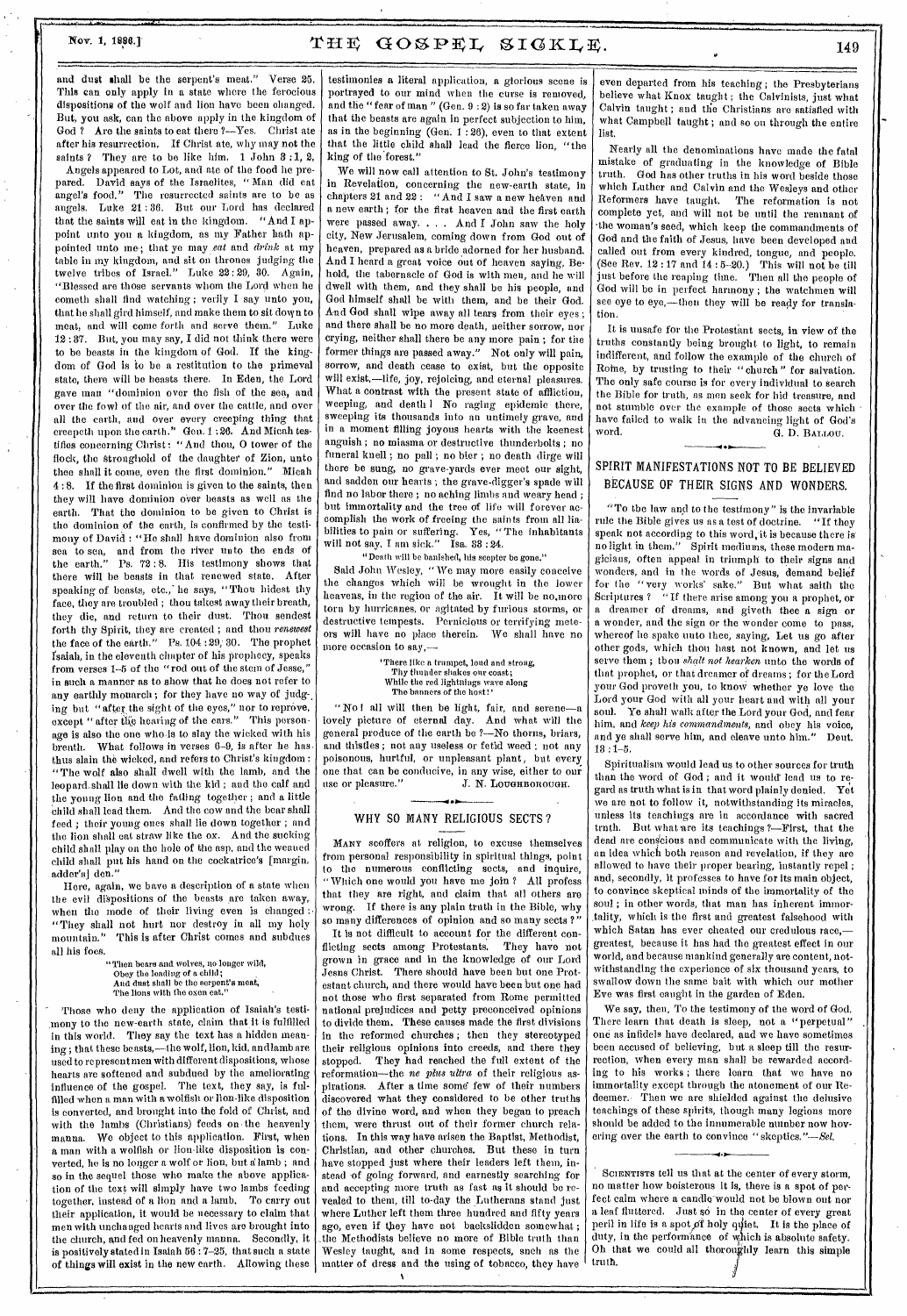and dust shall be the serpent's meat." Verse 25. This can only apply in a state where the ferocious dispositions of the wolf and lion have been changed. But, you ask, can the above apply in the kingdom of God? Are the saints to eat there?—Yes. Christ ate after his resurrection. If Christ ate, why may not the saints? They are to be like him. 1 John 3:1, 2.

Angels appeared to Lot, and ate of the food he prepared. David says of the Israelites, "Man did eat angel's food." The resurrected saints are to be as angels. Luke 21:36. But our Lord has declared that the saints will eat in the kingdom. "And I appoint unto you a kingdom, as my Father hath appointed unto me; that ye may *eat* and *drink* at my table in my kingdom, and sit on thrones judging the twelve tribes of Israel." Luke 22:29, 30. Again, "Blessed are those servants whom the Lord when he cometh shall find watching; verily I say unto you, that he shall gird himself, and make them to sit down to meat, and will come forth and serve them." Luke 12:37. But, you may say, I did not think there were to be beasts in the kingdom of God. If the kingdom of God is to be a restitution to the primeval state, there will be beasts there. In Eden, the Lord gave man "dominion over the fish of the sea, and over the fowl of the air, and over the cattle, and over all the earth, and over every creeping thing that creepeth upon the earth." Gen. 1:26. And Micah testifies concerning Christ: "And thou, O tower of the flock, the stronghold of the daughter of Zion, unto thee shall it come, even the first dominion." Micah 4:8. If the first dominion is given to the saints, then they will have dominion over beasts as well as the earth. That the dominion to be given to Christ is the dominion of the earth, is confirmed by the testimony of David: "He shall have dominion also from sea to sea, and from the river unto the ends of the earth." Ps. 72:8. His testimony shows that there will be beasts in that renewed state. After speaking of beasts, etc., he says, "Thou hidest thy face, they are troubled; thou takest away their breath, they die, and return to their dust. Thou sendest forth thy Spirit, they are created; and thou *renewest* the face of the earth." Ps. 104:29, 30. The prophet Isaiah, in the eleventh chapter of his prophecy, speaks from verses 1–5 of the "rod out of the stem of Jesse," in such a manner as to show that he does not refer to any earthly monarch; for they have no way of judging but "after the sight of the eyes," nor to reprove, except "after the hearing of the ears." This personage is also the one who is to slay the wicked with his breath. What follows in verses 6–9, is after he has thus slain the wicked, and refers to Christ's kingdom: "The wolf also shall dwell with the lamb, and the leopard shall lie down with the kid; and the calf and the young lion and the fatling together; and a little child shall lead them. And the cow and the bear shall feed; their young ones shall lie down together; and the lion shall eat straw like the ox. And the sucking child shall play on the hole of the asp, and the weaned child shall put his hand on the cockatrice's [margin, adder's] den."

Here, again, we have a description of a state when the evil dispositions of the beasts are taken away, when the mode of their living even is changed: "They shall not hurt nor destroy in all my holy mountain." This is after Christ comes and subdues all his foes.

> "Then bears and wolves, no longer wild,
> Obey the leading of a child;
> And dust shall be the serpent's meat,
> The lions with the oxen eat."

Those who deny the application of Isaiah's testimony to the new-earth state, claim that it is fulfilled in this world. They say the text has a hidden meaning; that these beasts,—the wolf, lion, kid, and lamb are used to represent men with different dispositions, whose hearts are softened and subdued by the ameliorating influence of the gospel. The text, they say, is fulfilled when a man with a wolfish or lion-like disposition is converted, and brought into the fold of Christ, and with the lambs (Christians) feeds on the heavenly manna. We object to this application. First, when a man with a wolfish or lion-like disposition is converted, he is no longer a wolf or lion, but a lamb; and so in the sequel those who make the above application of the text will simply have two lambs feeding together, instead of a lion and a lamb. To carry out their application, it would be necessary to claim that men with unchanged hearts and lives are brought into the church, and fed on heavenly manna. Secondly, it is positively stated in Isaiah 56:7–25, that such a state of things will exist in the new earth. Allowing these testimonies a literal application, a glorious scene is portrayed to our mind when the curse is removed, and the "fear of man" (Gen. 9:2) is so far taken away that the beasts are again in perfect subjection to him, as in the beginning (Gen. 1:26), even to that extent that the little child shall lead the fierce lion, "the king of the forest."

We will now call attention to St. John's testimony in Revelation, concerning the new-earth state, in chapters 21 and 22: "And I saw a new heaven and a new earth; for the first heaven and the first earth were passed away. . . . And I John saw the holy city, New Jerusalem, coming down from God out of heaven, prepared as a bride adorned for her husband. And I heard a great voice out of heaven saying, Behold, the tabernacle of God is with men, and he will dwell with them, and they shall be his people, and God himself shall be with them, and be their God. And God shall wipe away all tears from their eyes; and there shall be no more death, neither sorrow, nor crying, neither shall there be any more pain; for the former things are passed away." Not only will pain, sorrow, and death cease to exist, but the opposite will exist,—life, joy, rejoicing, and eternal pleasures. What a contrast with the present state of affliction, weeping, and death! No raging epidemic there, sweeping its thousands into an untimely grave, and in a moment filling joyous hearts with the keenest anguish; no miasma or destructive thunderbolts; no funeral knell; no pall; no bier; no death dirge will there be sung, no grave-yards ever meet our sight, and sadden our hearts; the grave-digger's spade will find no labor there; no aching limbs and weary head; but immortality and the tree of life will forever accomplish the work of freeing the saints from all liabilities to pain or suffering. Yes, "The inhabitants will not say, I am sick." Isa. 33:24.

> "Death will be banished, his scepter be gone."

Said John Wesley, "We may more easily conceive the changes which will be wrought in the lower heavens, in the region of the air. It will be no more torn by hurricanes, or agitated by furious storms, or destructive tempests. Pernicious or terrifying meteors will have no place therein. We shall have no more occasion to say,—

> 'There like a trumpet, loud and strong,
> Thy thunder shakes our coast;
> While the red lightnings wave along
> The banners of thy host!'

"No! all will then be light, fair, and serene—a lovely picture of eternal day. And what will the general produce of the earth be?—No thorns, briars, and thistles; not any useless or fetid weed: not any poisonous, hurtful, or unpleasant plant, but every one that can be conducive, in any wise, either to our use or pleasure."

J. N. LOUGHBOROUGH.

## WHY SO MANY RELIGIOUS SECTS?

MANY scoffers at religion, to excuse themselves from personal responsibility in spiritual things, point to the numerous conflicting sects, and inquire, "Which one would you have me join? All profess that they are right, and claim that all others are wrong. If there is any plain truth in the Bible, why so many differences of opinion and so many sects?"

It is not difficult to account for the different conflicting sects among Protestants. They have not grown in grace and in the knowledge of our Lord Jesus Christ. There should have been but one Protestant church, and there would have been but one had not those who first separated from Rome permitted national prejudices and petty preconceived opinions to divide them. These causes made the first divisions in the reformed churches; then they stereotyped their religious opinions into creeds, and there they stopped. They had reached the full extent of the reformation—the *ne plus ultra* of their religious aspirations. After a time some few of their numbers discovered what they considered to be other truths of the divine word, and when they began to preach them, were thrust out of their former church relations. In this way have arisen the Baptist, Methodist, Christian, and other churches. But these in turn have stopped just where their leaders left them, instead of going forward, and earnestly searching for and accepting more truth as fast as it should be revealed to them, till to-day the Lutherans stand just where Luther left them three hundred and fifty years ago, even if they have not backslidden somewhat; the Methodists believe no more of Bible truth than Wesley taught, and in some respects, such as the matter of dress and the using of tobacco, they have even departed from his teaching; the Presbyterians believe what Knox taught; the Calvinists, just what Calvin taught; and the Christians are satisfied with what Campbell taught; and so on through the entire list.

Nearly all the denominations have made the fatal mistake of graduating in the knowledge of Bible truth. God has other truths in his word beside those which Luther and Calvin and the Wesleys and other Reformers have taught. The reformation is not complete yet, and will not be until the remnant of the woman's seed, which keep the commandments of God and the faith of Jesus, have been developed and called out from every kindred, tongue, and people. (See Rev. 12:17 and 14:5–20.) This will not be till just before the reaping time. Then all the people of God will be in perfect harmony; the watchmen will see eye to eye,—then they will be ready for translation.

It is unsafe for the Protestant sects, in view of the truths constantly being brought to light, to remain indifferent, and follow the example of the church of Rome, by trusting to their "church" for salvation. The only safe course is for every individual to search the Bible for truth, as men seek for hid treasure, and not stumble over the example of those sects which have failed to walk in the advancing light of God's word.

G. D. BALLOU.

## SPIRIT MANIFESTATIONS NOT TO BE BELIEVED BECAUSE OF THEIR SIGNS AND WONDERS.

"To the law and to the testimony" is the invariable rule the Bible gives us as a test of doctrine. "If they speak not according to this word, it is because there is no light in them." Spirit mediums, these modern magicians, often appeal in triumph to their signs and wonders, and in the words of Jesus, demand belief for the "very works' sake." But what saith the Scriptures? "If there arise among you a prophet, or a dreamer of dreams, and giveth thee a sign or a wonder, and the sign or the wonder come to pass, whereof he spake unto thee, saying, Let us go after other gods, which thou hast not known, and let us serve them; thou *shalt not hearken* unto the words of that prophet, or that dreamer of dreams; for the Lord your God proveth you, to know whether ye love the Lord your God with all your heart and with all your soul. Ye shall walk after the Lord your God, and fear him, and *keep his commandments*, and obey his voice, and ye shall serve him, and cleave unto him." Deut. 13:1–5.

Spiritualism would lead us to other sources for truth than the word of God; and it would lead us to regard as truth what is in that word plainly denied. Yet we are not to follow it, notwithstanding its miracles, unless its teachings are in accordance with sacred truth. But what are its teachings?—First, that the dead are conscious and communicate with the living, an idea which both reason and revelation, if they are allowed to have their proper bearing, instantly repel; and, secondly, it professes to have for its main object, to convince skeptical minds of the immortality of the soul; in other words, that man has inherent immortality, which is the first and greatest falsehood with which Satan has ever cheated our credulous race,—greatest, because it has had the greatest effect in our world, and because mankind generally are content, notwithstanding the experience of six thousand years, to swallow down the same bait with which our mother Eve was first caught in the garden of Eden.

We say, then, To the testimony of the word of God. There learn that death is sleep, not a "perpetual" one as infidels have declared, and we have sometimes been accused of believing, but a sleep till the resurrection, when every man shall be rewarded according to his works; there learn that we have no immortality except through the atonement of our Redeemer. Then we are shielded against the delusive teachings of these spirits, though many legions more should be added to the innumerable number now hovering over the earth to convince "skeptics."—*Sel.*

---

SCIENTISTS tell us that at the center of every storm, no matter how boisterous it is, there is a spot of perfect calm where a candle would not be blown out nor a leaf fluttered. Just so in the center of every great peril in life is a spot of holy quiet. It is the place of duty, in the performance of which is absolute safety. Oh that we could all thoroughly learn this simple truth.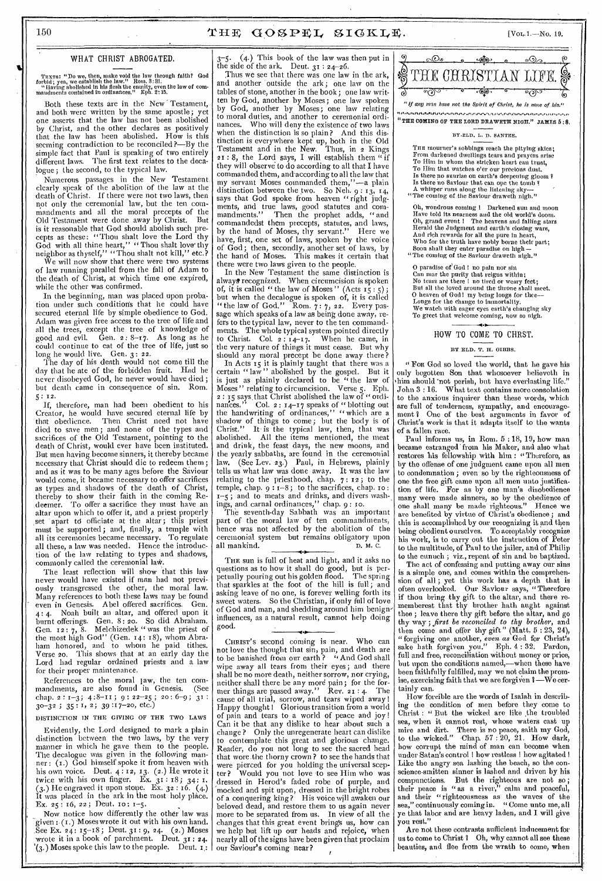## WHAT CHRIST ABROGATED.

TEXTS: "Do we, then, make void the law through faith? God forbid; yea, we establish the law." Rom. 3:31.
"Having abolished in his flesh the enmity, even the law of commandments contained in ordinances." Eph. 2:15.

Both these texts are in the New Testament, and both were written by the same apostle; yet one asserts that the law has not been abolished by Christ, and the other declares as positively that the law has been abolished. How is this seeming contradiction to be reconciled?—By the simple fact that Paul is speaking of two entirely different laws. The first text relates to the decalogue; the second, to the typical law.

Numerous passages in the New Testament clearly speak of the abolition of the law at the death of Christ. If there were not two laws, then not only the ceremonial law, but the ten commandments and all the moral precepts of the Old Testament were done away by Christ. But is it reasonable that God should abolish such precepts as these: "Thou shalt love the Lord thy God with all thine heart," "Thou shalt love thy neighbor as thyself," "Thou shalt not kill," etc.?

We will now show that there were two systems of law running parallel from the fall of Adam to the death of Christ, at which time one expired, while the other was confirmed.

In the beginning, man was placed upon probation under such conditions that he could have secured eternal life by simple obedience to God. Adam was given free access to the tree of life and all the trees, except the tree of knowledge of good and evil. Gen. 2: 8–17. As long as he could continue to eat of the tree of life, just so long he would live. Gen. 3: 22.

The day of his death would not come till the day that he ate of the forbidden fruit. Had he never disobeyed God, he never would have died; but death came in consequence of sin. Rom. 5: 12.

If, therefore, man had been obedient to his Creator, he would have secured eternal life by that obedience. Then Christ need not have died to save men; and none of the types and sacrifices of the Old Testament, pointing to the death of Christ, would ever have been instituted. But men having become sinners, it thereby became necessary that Christ should die to redeem them; and as it was to be many ages before the Saviour would come, it became necessary to offer sacrifices as types and shadows of the death of Christ, thereby to show their faith in the coming Redeemer. To offer a sacrifice they must have an altar upon which to offer it, and a priest properly set apart to officiate at the altar; this priest must be supported; and, finally, a temple with all its ceremonies became necessary. To regulate all these, a law was needed. Hence the introduction of the law relating to types and shadows, commonly called the ceremonial law.

The least reflection will show that this law never would have existed if man had not previously transgressed the other, the moral law. Many references to both these laws may be found even in Genesis. Abel offered sacrifices. Gen. 4: 4. Noah built an altar, and offered upon it burnt offerings. Gen. 8: 20. So did Abraham. Gen. 12: 7, 8. Melchizedek "was the priest of the most high God" (Gen. 14: 18), whom Abraham honored, and to whom he paid tithes. Verse 20. This shows that at an early day the Lord had regular ordained priests and a law for their proper maintenance.

References to the major law, the ten commandments, are also found in Genesis. (See chap. 2: 1–3; 4: 8–11; 9: 22–25; 20: 6–9; 31: 30–32; 35: 1, 2; 39: 17–20, etc.)

DISTINCTION IN THE GIVING OF THE TWO LAWS

Evidently, the Lord designed to mark a plain distinction between the two laws, by the very manner in which he gave them to the people. The decalogue was given in the following manner: (1.) God himself spoke it from heaven with his own voice. Deut. 4: 12, 13. (2.) He wrote it twice with his own finger. Ex. 31: 18; 34: 1. (3.) He engraved it upon stone. Ex. 32: 16. (4.) It was placed in the ark in the most holy place. Ex. 25: 16, 22; Deut. 10: 1–5.

Now notice how differently the other law was given: (1.) Moses wrote it out with his own hand. See Ex. 24: 15–18; Deut. 31: 9, 24. (2.) Moses wrote it in a book of parchment. Deut. 31: 24. (3.) Moses spoke this law to the people. Deut. 1: 3–5. (4.) This book of the law was then put in the side of the ark. Deut. 31: 24–26.

Thus we see that there was one law in the ark, and another outside the ark; one law on the tables of stone, another in the book; one law written by God, another by Moses; one law spoken by God, another by Moses; one law relating to moral duties, and another to ceremonial ordinances. Who will deny the existence of two laws when the distinction is so plain? And this distinction is everywhere kept up, both in the Old Testament and in the New. Thus, in 2 Kings 21: 8, the Lord says, I will establish them "if they will observe to do according to all that I have commanded them, and according to all the law that my servant Moses commanded them,"—a plain distinction between the two. So Neh. 9: 13, 14, says that God spoke from heaven "right judgments, and true laws, good statutes and commandments." Then the prophet adds, "and commandedst them precepts, statutes, and laws, by the hand of Moses, thy servant." Here we have, first, one set of laws, spoken by the voice of God; then, secondly, another set of laws, by the hand of Moses. This makes it certain that there were two laws given to the people.

In the New Testament the same distinction is always recognized. When circumcision is spoken of, it is called "the law of Moses" (Acts 15: 5); but when the decalogue is spoken of, it is called "the law of God." Rom. 7: 7, 22. Every passage which speaks of a law as being done away, refers to the typical law, never to the ten commandments. The whole typical system pointed directly to Christ. Col. 2: 14–17. When he came, in the very nature of things it must cease. But why should any moral precept be done away there?

In Acts 15 it is plainly taught that there was a certain "law" abolished by the gospel. But it is just as plainly declared to be "the law of Moses" relating to circumcision. Verse 5. Eph. 2: 15 says that Christ abolished the law of "ordinances." Col. 2: 14–17 speaks of "blotting out the handwriting of ordinances," "which are a shadow of things to come; but the body is of Christ." It is the typical law, then, that was abolished. All the items mentioned, the meat and drink, the feast days, the new moons, and the yearly sabbaths, are found in the ceremonial law. (See Lev. 23.) Paul, in Hebrews, plainly tells us what law was done away. It was the law relating to the priesthood, chap. 7: 12; to the temple, chap. 9: 1–8; to the sacrifices, chap. 10: 1–5; and to meats and drinks, and divers washings, and carnal ordinances," chap. 9: 10.

The seventh-day Sabbath was an important part of the moral law of ten commandments, hence was not affected by the abolition of the ceremonial system but remains obligatory upon all mankind.

D. M. C.

---

THE sun is full of heat and light, and it asks no questions as to how it shall do good, but is perpetually pouring out his golden flood. The spring that sparkles at the foot of the hill is full; and asking leave of no one, is forever welling forth its sweet waters. So the Christian, if only full of love of God and man, and shedding around him benign influences, as a natural result, cannot help doing good.

---

CHRIST'S second coming is near. Who can not love the thought that sin, pain, and death are to be banished from our earth? "And God shall wipe away all tears from their eyes; and there shall be no more death, neither sorrow, nor crying, neither shall there be any more pain; for the former things are passed away." Rev. 21: 4. The cause of all trial, sorrow, and tears wiped away! Happy thought! Glorious transition from a world of pain and tears to a world of peace and joy! Can it be that any dislike to hear about such a change? Only the unregenerate heart can dislike to contemplate this great and glorious change. Reader, do you not long to see the sacred head that wore the thorny crown? to see the hands that were pierced for you holding the universal sceptre? Would you not love to see Him who was dressed in Herod's faded robe of purple, and mocked and spit upon, dressed in the bright robes of a conquering king? His voice will awaken our beloved dead, and restore them to us again never more to be separated from us. In view of all the changes that this great event brings us, how can we help but lift up our heads and rejoice, when nearly all of the signs have been given that proclaim our Saviour's coming near?

# THE CHRISTIAN LIFE.

*"If any man have not the Spirit of Christ, he is none of his."*

### "THE COMING OF THE LORD DRAWETH NIGH." JAMES 5: 8.

BY ELD. L. D. SANTEE.

THE mourner's sobbings reach the pitying skies;
From darkened dwellings tears and prayers arise
To Him in whom the stricken heart can trust,
To Him that watches o'er our precious dust.
Is there no sunrise on earth's deepening gloom?
Is there no Saviour that can ope the tomb?
A whisper runs along the listening sky—
"The coming of the Saviour draweth nigh."

Oh, wondrous coming! Darkened sun and moon
Have told its nearness and the old world's doom.
Oh, grand event! The heavens and falling stars
Herald the Judgment and earth's closing wars,
And rich rewards for all the pure in heart,
Who for the truth have nobly borne their part;
Soon shall they enter paradise on high—
"The coming of the Saviour draweth nigh."

O paradise of God! no pain nor sin
Can mar the purity that reigns within;
No tears are there! no tired or weary feet;
But all the loved around the throne shall meet.
O heaven of God! my being longs for thee—
Longs for the change to immortality.
We watch with eager eyes earth's changing sky
To greet that welcome coming, now so nigh.

---

## HOW TO COME TO CHRST.

BY ELD. T. H. GIBBS.

"FOR God so loved the world, that he gave his only begotten Son that whosoever believeth in him should not perish, but have everlasting life." John 3: 16. What text contains more consolation to the anxious inquirer than these words, which are full of tenderness, sympathy, and encouragement? One of the best arguments in favor of Christ's work is that it adapts itself to the wants of a fallen race.

Paul informs us, in Rom. 5: 18, 19, how man became estranged from his Maker, and also what restores his fellowship with him: "Therefore, as by the offense of one judgment came upon all men to condemnation; even so by the righteousness of one the free gift came upon all men unto justification of life. For as by one man's disobedience many were made sinners, so by the obedience of one shall many be made righteous." Hence we are benefited by virtue of Christ's obedience; and this is accomplished by our recognizing it and then being obedient ourselves. To acceptably recognize his work, is to carry out the instruction of Peter to the multitude, of Paul to the jailer, and of Philip to the eunuch; viz., repent of sin and be baptized.

The act of confessing and putting away our sins is a simple one, and comes within the comprehension of all; yet this work has a depth that is often overlooked. Our Saviour says, "Therefore if thou bring thy gift to the altar, and there rememberest that thy brother hath aught against thee; leave there thy gift before the altar, and go thy way; *first be reconciled to thy brother*, and then come and offer thy gift" (Matt. 5: 23, 24), "forgiving one another, *even as* God for Christ's sake hath forgiven you." Eph. 4: 32. Pardon, full and free, reconciliation without money or price, but upon the conditions named,—when these have been faithfully fulfilled, may we not claim the promise, exercising faith that we are forgiven?—We certainly can.

How forcible are the words of Isaiah in describing the condition of men before they come to Christ: "But the wicked are like the troubled sea, when it cannot rest, whose waters cast up mire and dirt. There is no peace, saith my God, to the wicked." Chap. 57: 20, 21. How dark, how corrupt the mind of man can become when under Satan's control! how restless! how agitated! Like the angry sea lashing the beach, so the conscience-smitten sinner is lashed and driven by his compunctions. But the righteous are not so; their peace is "as a river," calm and peaceful, and their "righteousness as the waves of the sea," continuously coming in. "Come unto me, all ye that labor and are heavy laden, and I will give you rest."

Are not these contrasts sufficient inducement for us to come to Christ? Oh, why cannot all see these beauties, and flee from the wrath to come, when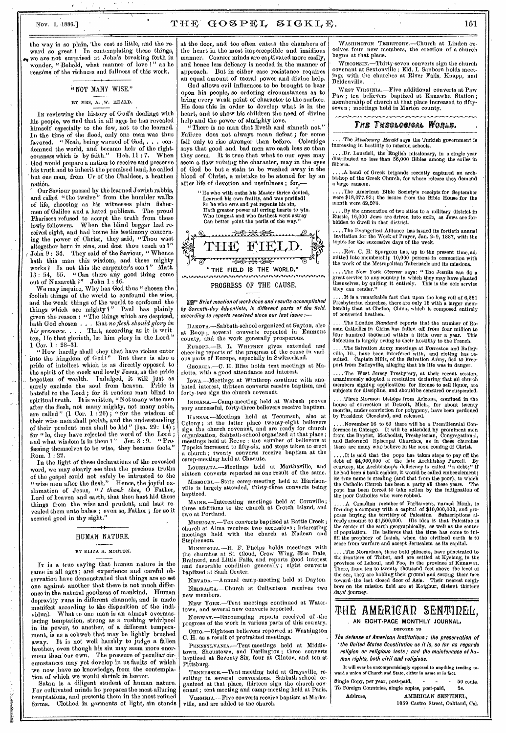the way is so plain, the cost so little, and the reward so great! In contemplating these things, we are not surprised at John's breaking forth in wonder, "Behold, what manner of love!" as he reasons of the richness and fullness of this work.

## "NOT MANY WISE."

BY MRS. A. W. HEALD.

IN reviewing the history of God's dealings with his people, we find that in all ages he has revealed himself especially to the few, not to the learned. In the time of the flood, only one man was thus favored. "Noah, being warned of God, . . . condemned the world, and became heir of the righteousness which is by faith." Heb. 11 : 7. When God would prepare a nation to receive and preserve his truth and to inherit the promised land, he called but one man, from Ur of the Chaldees, a heathen nation.

Our Saviour passed by the learned Jewish rabbis, and called "the twelve" from the humbler walks of life, choosing as his witnesses plain fishermen of Galilee and a hated publican. The proud Pharisees refused to accept the truth from these lowly followers. When the blind beggar had received sight, and had borne his testimony concerning the power of Christ, they said, "Thou wast altogether born in sins, and dost thou teach us?" John 9 : 34. They said of the Saviour, "Whence hath this man this wisdom, and these mighty works? Is not this the carpenter's son?" Matt. 13 : 54, 55. "Can there any good thing come out of Nazareth?" John 1 : 46.

We may inquire, Why has God thus "chosen the foolish things of the world to confound the wise, and the weak things of the world to confound the things which are mighty?" Paul has plainly given the reason: "The things which are despised, hath God chosen . . . that *no flesh should glory in his presence*. . . . That, according as it is written, He that glorieth, let him glory in the Lord." 1 Cor. 1 : 28-31.

"How hardly shall they that have riches enter into the kingdom of God!" But there is also a pride of intellect which is as directly opposed to the spirit of the meek and lowly Jesus, as the pride begotten of wealth. Indulged, it will just as surely exclude the soul from heaven. Pride is hateful to the Lord; for it renders man blind to spiritual truth. It is written, "Not many wise men after the flesh, not many mighty, not many noble, are called" (1 Cor. 1 : 26); "for the wisdom of their wise men shall perish, and the understanding of their prudent men shall be hid" (Isa. 29 : 14); for "lo, they have rejected the word of the Lord; and what wisdom is in them?" Jer. 8 : 9. "Professing themselves to be wise, they became fools." Rom. 1 : 22.

In the light of these declarations of the revealed word, we may clearly see that the precious truths of the gospel could not safely be intrusted to the "wise men after the flesh." Hence, the joyful exclamation of Jesus, "*I thank thee*, O Father, Lord of heaven and earth, that thou hast hid these things from the wise and prudent, and hast revealed them unto babes; even so, Father; for so it seemed good in thy sight."

## HUMAN NATURE.

BY ELIZA H. MORTON.

IT is a true saying that human nature is the same in all ages; and experience and careful observation have demonstrated that things are so set one against another that there is not much difference in the natural goodness of mankind. Human depravity runs in different channels, and is made manifest according to the disposition of the individual. What to one man is an almost overmastering temptation, strong as a rushing whirlpool in its power, to another, of a different temperament, is as a cobweb that may be lightly brushed away. It is not well harshly to judge a fallen brother, even though his sin may seem more enormous than our own. The pressure of peculiar circumstances may yet develop in us faults of which we now have no knowledge, from the contemplation of which we would shrink in horror.

Satan is a diligent student of human nature. For cultivated minds he prepares the most alluring temptations, and presents them in the most refined forms. Clothed in garments of light, sin stands at the door, and too often enters the chambers of the heart in the most imperceptible and insidious manner. Coarser minds are captivated more easily, and hence less delicacy is needed in the manner of approach. But in either case resistance requires an equal amount of moral power and divine help.

God allows evil influences to be brought to bear upon his people, so ordering circumstances as to bring every weak point of character to the surface. He does this in order to develop what is in the heart, and to show his children the need of divine help and the power of almighty love.

"There is no man that liveth and sinneth not." Failure does not always mean defeat; for some fall only to rise stronger than before. Coleridge says that good and bad men are each less so than they seem. It is true that what to our eyes may seem a flaw ruining the character, may in the eyes of God be but a stain to be washed away in the blood of Christ, a mistake to be atoned for by an after life of devotion and usefulness; for,—

> "He who with oaths his Master thrice denied,
> Learned his own frailty, and was purified!
> So he who errs and yet repents his sin,
> Hath greater power all erring hearts to win.
> Who longest and who farthest went astray
> Can better point the perils of the way."

# THE FIELD.

"THE FIELD IS THE WORLD."

## PROGRESS OF THE CAUSE.

*Brief mention of work done and results accomplished by Seventh-day Adventists, in different parts of the field, according to reports received since our last issue:—*

DAKOTA.—Sabbath-school organized at Gayton, also at Roop; several converts reported in Emmons county, and the work generally prosperous.

EUROPE.—B. L. WHITNEY gives extended and cheering reports of the progress of the cause in various parts of Europe, especially in Switzerland.

GEORGIA.—C. H. Bliss holds tent meetings at Marietta, with a good attendance and interest.

IOWA.—Meetings at Winthrop continue with unabated interest, thirteen converts receive baptism, and forty-two sign the church covenant.

INDIANA.—Camp-meeting held at Wabash proves very successful, forty-three believers receive baptism.

KANSAS.—Meetings held at Tecumseh, also at Colony; at the latter place twenty-eight believers sign the church covenant, and are ready for church organization, Sabbath-school organized at that place; meetings held at Reeve; the number of believers at Topeka increased to fifty-six, and steps taken to erect a church; twenty converts receive baptism at the camp-meeting held at Chanute.

LOUISIANA.—Meetings held at Marthaville, and sixteen converts reported as one result of the same.

MISSOURI.—State camp-meeting held at Harrisonville is largely attended, thirty-three converts being baptized.

MAINE.—Interesting meetings held at Cornville; three additions to the church at Crotch Island, and two at Portland.

MICHIGAN.—Ten converts baptized at Battle Creek; church at Alma receives two accessions; interesting meetings held with the church at Nadean and Stephenson.

MINNESOTA.—H. F. Phelps holds meetings with the churches at St. Cloud, Crow Wing, Elm Dale, Brainerd, and Little Falls, and reports good interest and favorable condition generally; eight converts baptized at Sauk Center.

NEVADA.—Annual camp-meeting held at Dayton.

NEBRASKA.—Church at Culbertson receives two new members.

NEW YORK.—Tent meetings continued at Watertown, and several new converts reported.

NORWAY.—Encouraging reports received of the progress of the work in various parts of this country.

OHIO.—Eighteen believers reported at Washington C. H. as a result of protracted meetings.

PENNSYLVANIA.—Tent meetings held at Middletown, Shoustown, and Darlington; three converts baptized at Seventy Six, four at Clinton, and ten at Pittsburg.

TENNESSEE.—Tent meeting held at Graysville, resulting in several conversions, Sabbath-school organized at that place, thirteen sign the church covenant; tent meeting and camp-meeting held at Paris.

VIRGINIA.—Five converts receive baptism at Marksville, and are added to the church.

WASHINGTON TERRITORY.—Church at Linden receives four new members, the erection of a church begun at that place.

WISCONSIN.—Thirty-seven converts sign the church covenant at Sextonville; Eld. I. Sanborn holds meetings with the churches at River Falls, Knapp, and Beldenville.

WEST VIRGINIA.—Five additional converts at Paw Paw; ten believers baptized at Kanawha Station; membership of church at that place increased to fifty-seven; meetings held in Marion county.

## THE THEOLOGICAL WORLD.

....The *Missionary Herald* says the Turkish government is increasing in hostility to mission schools.

....Dr. Lansdell, the English missionary, in a single year distributed no less than 56,000 Bibles among the exiles in Siberia.

....A band of Greek brigands recently captured an archbishop of the Greek Church, for whose release they demand a large ransom.

....The American Bible Society's receipts for September were $18,077.93; the issues from the Bible House for the month were 82,276.

....By the annexation of two cities to a military district in Russia, 16,000 Jews are driven into exile, as Jews are forbidden to dwell in that district.

....The Evangelical Alliance has issued its fortieth annual invitation for the Week of Prayer, Jan. 2-9, 1887, with the topics for the successive days of the week.

....Rev. C. H. Spurgeon has, up to the present time, admitted into membership 10,000 persons in connection with the work of the Metropolitan Tabernacle and its missions.

....The New York *Observer* says: "The Jesuits can do a great service to any country in which they may have planted themselves, by quitting it entirely. This is the sole service they can render."

....It is a remarkable fact that upon the long roll of 6,281 Presbyterian churches, there are only 15 with a larger membership than at Chefoo, China, which is composed entirely of converted heathen.

....The London *Standard* reports that the number of Roman Catholics in China has fallen off from four million to four hundred thousand within a little over a year. This defection is largely owing to their hostility to the French.

....The Salvation Army meetings at Forreston and Baileyville, Ill., have been interfered with, and rioting has resulted. Captain Mills, of the Salvation Army, fled to Freeport from Baileyville, alleging that his life was in danger.

....The West Jersey Presbytery, at their recent session, unanimously adopted a resolution declaring that all church members signing applications for license to sell liquor, are subjects for discipline, and should be censured or suspended.

....Three Mormon bishops from Arizona, confined in the house of correction at Detroit, Mich., for about twenty months, under conviction for polygamy, have been pardoned by President Cleveland, and released.

....November 16 to 20 there will be a Premillennial Conference in Chicago. It will be attended by prominent men from the Baptist, Methodist, Presbyterian, Congregational, and Reformed Episcopal Churches, as in these churches there are many who believe in the soon coming of Christ.

....It is said that the pope has taken steps to pay off the debt of $4,000,000 of the late Archbishop Purcell. By courtesy, the Archbishop's deficiency is called "a debt;" if he had been a bank cashier, it would be called embezzlement; its true name is stealing (and that from the poor), to which the Catholic Church has been a party all these years. The pope has been forced to take action by the indignation of the poor Catholics who were robbed.

....A Canadian member of Parliament, named Monk, is forming a company with a capital of $10,000,000, and proposes buying the territory of Palestine. Subscriptions already amount to $1,500,000. His idea is that Palestine is the center of the earth geographically, as well as the center of population. He believes that the time has come to fulfill the prophecy of Isaiah, when the civilized earth is to cease from warfare and accept Jerusalem as its capital.

....The Moravians, those bold pioneers, have penetrated to the frontiers of Thibet, and are settled at Kyelang, in the province of Lahoul, and Poo, in the province of Kunawar. There, from ten to twenty thousand feet above the level of the sea, they are holding their ground and setting their face toward the last closed door of Asia. Their nearest neighbors on the mission field are at Kotghur, distant thirteen days' journey.

# THE AMERICAN SENTINEL,

AN EIGHT-PAGE MONTHLY JOURNAL.

DEVOTED TO

***The defense of American Institutions; the preservation of the United States Constitution as it is, so far as regards religion or religious tests; and the maintenance of human rights, both civil and religious.***

It will ever be uncompromisingly opposed to anything tending toward a union of Church and State, either in name or in fact.

Single Copy, per year, post-paid, - - - 50 cents.
To Foreign Countries, single copies, post-paid, 2s.

Address, AMERICAN SENTINEL,
1059 Castro Street, Oakland, Cal.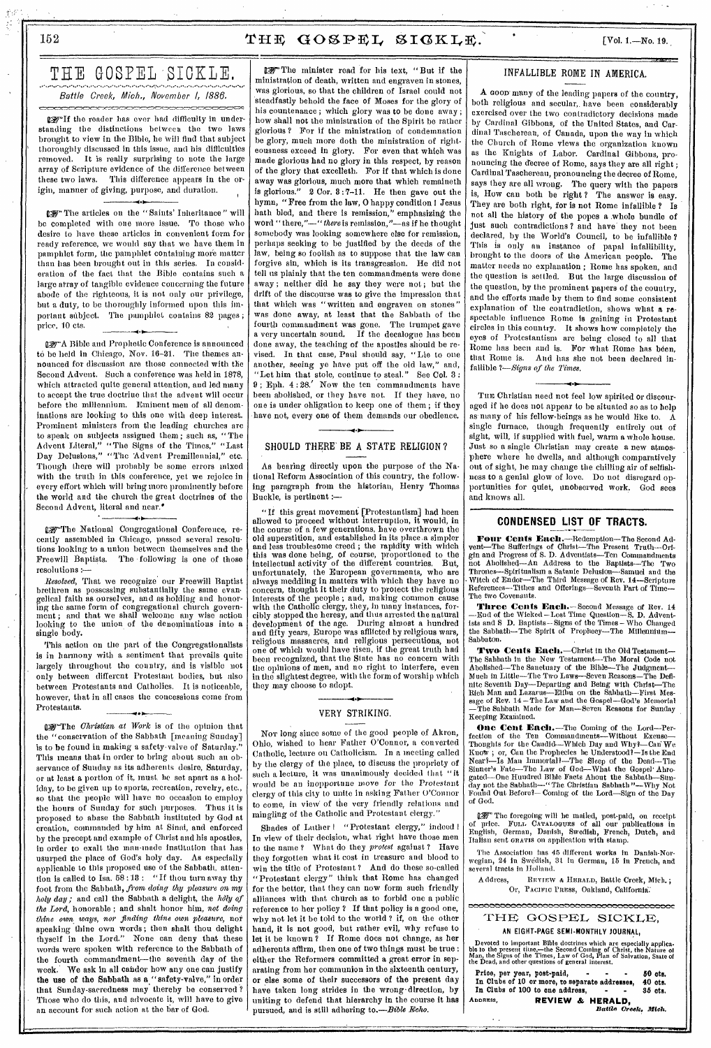# THE GOSPEL SICKLE.

*Battle Creek, Mich., November 1, 1886.*

☞If the reader has ever had difficulty in understanding the distinctions between the two laws brought to view in the Bible, he will find that subject thoroughly discussed in this issue, and his difficulties removed. It is really surprising to note the large array of Scripture evidence of the difference between these two laws. This difference appears in the origin, manner of giving, purpose, and duration.

☞The articles on the "Saints' Inheritance" will be completed with one more issue. To those who desire to have these articles in convenient form for ready reference, we would say that we have them in pamphlet form, the pamphlet containing more matter than has been brought out in this series. In consideration of the fact that the Bible contains such a large array of tangible evidence concerning the future abode of the righteous, it is not only our privilege, but a duty, to be thoroughly informed upon this important subject. The pamphlet contains 82 pages; price, 10 cts.

☞A Bible and Prophetic Conference is announced to be held in Chicago, Nov. 16–21. The themes announced for discussion are those connected with the Second Advent. Such a conference was held in 1878, which attracted quite general attention, and led many to accept the true doctrine that the advent will occur before the millennium. Eminent men of all denominations are looking to this one with deep interest. Prominent ministers from the leading churches are to speak on subjects assigned them; such as, "The Advent Literal," "The Signs of the Times," "Last Day Delusions," "The Advent Premillennial," etc. Though there will probably be some errors mixed with the truth in this conference, yet we rejoice in every effort which will bring more prominently before the world and the church the great doctrines of the Second Advent, literal and near.*

☞The National Congregational Conference, recently assembled in Chicago, passed several resolutions looking to a union between themselves and the Freewill Baptists. The following is one of those resolutions:—

*Resolved*, That we recognize our Freewill Baptist brethren as possessing substantially the same evangelical faith as ourselves, and as holding and honoring the same form of congregational church government; and that we shall welcome any wise action looking to the union of the denominations into a single body.

This action on the part of the Congregationalists is in harmony with a sentiment that prevails quite largely throughout the country, and is visible not only between different Protestant bodies, but also between Protestants and Catholics. It is noticeable, however, that in all cases the concessions come from Protestants.

☞The *Christian at Work* is of the opinion that the "conservation of the Sabbath [meaning Sunday] is to be found in making a safety-valve of Saturday." This means that in order to bring about such an observance of Sunday as its adherents desire, Saturday, or at least a portion of it, must be set apart as a holiday, to be given up to sports, recreation, revelry, etc., so that the people will have no occasion to employ the hours of Sunday for such purposes. Thus it is proposed to abase the Sabbath instituted by God at creation, commanded by him at Sinai, and enforced by the precept and example of Christ and his apostles, in order to exalt the man-made institution that has usurped the place of God's holy day. As especially applicable to this proposed use of the Sabbath, attention is called to Isa. 58:13: "If thou turn away thy foot from the Sabbath, *from doing thy pleasure on my holy day*; and call the Sabbath a delight, the *holy of the Lord*, honorable; and shalt honor him, *not doing thine own ways, nor finding thine own pleasure*, nor speaking thine own words; then shalt thou delight thyself in the Lord." None can deny that these words were spoken with reference to the Sabbath of the fourth commandment—the seventh day of the week. We ask in all candor how any one can justify the use of the Sabbath as a "safety-valve," in order that Sunday-sacredness may thereby be conserved? Those who do this, and advocate it, will have to give an account for such action at the bar of God.

☞The minister read for his text, "But if the ministration of death, written and engraven in stones, was glorious, so that the children of Israel could not steadfastly behold the face of Moses for the glory of his countenance; which glory was to be done away; how shall not the ministration of the Spirit be rather glorious? For if the ministration of condemnation be glory, much more doth the ministration of righteousness exceed in glory. For even that which was made glorious had no glory in this respect, by reason of the glory that excelleth. For if that which is done away was glorious, much more that which remaineth is glorious." 2 Cor. 3:7–11. He then gave out the hymn, "Free from the law, O happy condition! Jesus hath bled, and there is remission," emphasizing the word "there,"—"*there* is remission,"—as if he thought somebody was looking somewhere else for remission, perhaps seeking to be justified by the deeds of the law, being so foolish as to suppose that the law can forgive sin, which is its transgression. He did not tell us plainly that the ten commandments were done away; neither did he say they were not; but the drift of the discourse was to give the impression that that which was "written and engraven on stones" was done away, at least that the Sabbath of the fourth commandment was gone. The trumpet gave a very uncertain sound. If the decalogue has been done away, the teaching of the apostles should be revised. In that case, Paul should say, "Lie to one another, seeing ye have put off the old law," and, "Let him that stole, continue to steal." See Col. 3:9; Eph. 4:28. Now the ten commandments have been abolished, or they have not. If they have, no one is under obligation to keep one of them; if they have not, every one of them demands our obedience.

## SHOULD THERE BE A STATE RELIGION?

As bearing directly upon the purpose of the National Reform Association of this country, the following paragraph from the historian, Henry Thomas Buckle, is pertinent:—

"If this great movement [Protestantism] had been allowed to proceed without interruption, it would, in the course of a few generations, have overthrown the old superstition, and established in its place a simpler and less troublesome creed; the rapidity with which this was done being, of course, proportioned to the intellectual activity of the different countries. But, unfortunately, the European governments, who are always meddling in matters with which they have no concern, thought it their duty to protect the religious interests of the people; and, making common cause with the Catholic clergy, they, in many instances, forcibly stopped the heresy, and thus arrested the natural development of the age. During almost a hundred and fifty years, Europe was afflicted by religious wars, religious massacres, and religious persecutions, not one of which would have risen, if the great truth had been recognized, that the State has no concern with the opinions of men, and no right to interfere, even in the slightest degree, with the form of worship which they may choose to adopt.

## VERY STRIKING.

Not long since some of the good people of Akron, Ohio, wished to hear Father O'Connor, a converted Catholic, lecture on Catholicism. In a meeting called by the clergy of the place, to discuss the propriety of such a lecture, it was unanimously decided that "it would be an inopportune move for the Protestant clergy of this city to unite in asking Father O'Connor to come, in view of the very friendly relations and mingling of the Catholic and Protestant clergy."

Shades of Luther! "Protestant clergy," indeed! In view of their decision, what right have those men to the name? What do they *protest* against? Have they forgotten what it cost in treasure and blood to win the title of Protestant? And do these so-called "Protestant clergy" think that Rome has changed for the better, that they can now form such friendly alliances with that church as to forbid one a public reference to her policy? If that policy is a good one, why not let it be told to the world? if, on the other hand, it is not good, but rather evil, why refuse to let it be known? If Rome does not change, as her adherents affirm, then one of two things must be true: either the Reformers committed a great error in separating from her communion in the sixteenth century, or else some of their successors of the present day have taken long strides in the wrong direction, by uniting to defend that hierarchy in the course it has pursued, and is still adhering to.—*Bible Echo.*

## INFALLIBLE ROME IN AMERICA.

A good many of the leading papers of the country, both religious and secular, have been considerably exercised over the two contradictory decisions made by Cardinal Gibbons, of the United States, and Cardinal Taschereau, of Canada, upon the way in which the Church of Rome views the organization known as the Knights of Labor. Cardinal Gibbons, pronouncing the decree of Rome, says they are all right; Cardinal Taschereau, pronouncing the decree of Rome, says they are all wrong. The query with the papers is, How can both be right? The answer is easy. They are both right, for is not Rome infallible? Is not all the history of the popes a whole bundle of just such contradictions? and have they not been declared, by the World's Council, to be infallible? This is only an instance of papal infallibility, brought to the doors of the American people. The matter needs no explanation; Rome has spoken, and the question is settled. But the large discussion of the question, by the prominent papers of the country, and the efforts made by them to find some consistent explanation of the contradiction, shows what a respectable influence Rome is gaining in Protestant circles in this country. It shows how completely the eyes of Protestantism are being closed to all that Rome has been and is. For what Rome has been, that Rome is. And has she not been declared infallible?—*Signs of the Times.*

The Christian need not feel low spirited or discouraged if he does not appear to be situated so as to help as many of his fellow-beings as he would like to. A single furnace, though frequently entirely out of sight, will, if supplied with fuel, warm a whole house. Just so a single Christian may create a new atmosphere where he dwells, and although comparatively out of sight, he may change the chilling air of selfishness to a genial glow of love. Do not disregard opportunities for quiet, unobserved work. God sees and knows all.

## CONDENSED LIST OF TRACTS.

**Four Cents Each.**—Redemption—The Second Advent—The Sufferings of Christ—The Present Truth—Origin and Progress of S. D. Adventists—Ten Commandments not Abolished—An Address to the Baptists—The Two Thrones—Spiritualism a Satanic Delusion—Samuel and the Witch of Endor—The Third Message of Rev. 14—Scripture References—Tithes and Offerings—Seventh Part of Time—The two Covenants.

**Three Cents Each.**—Second Message of Rev. 14—End of the Wicked—Lost Time Question—S. D. Adventists and S. D. Baptists—Signs of the Times—Who Changed the Sabbath—The Spirit of Prophecy—The Millennium—Sabbaton.

**Two Cents Each.**—Christ in the Old Testament—The Sabbath in the New Testament—The Moral Code not Abolished—The Sanctuary of the Bible—The Judgment—Much in Little—The Two Laws—Seven Reasons—The Definite Seventh Day—Departing and Being with Christ—The Rich Man and Lazarus—Elihu on the Sabbath—First Message of Rev. 14—The Law and the Gospel—God's Memorial—The Sabbath Made for Man—Seven Reasons for Sunday Keeping Examined.

**One Cent Each.**—The Coming of the Lord—Perfection of the Ten Commandments—Without Excuse—Thoughts for the Candid—Which Day and Why?—Can We Know; or, Can the Prophecies be Understood?—Is the End Near?—Is Man Immortal?—The Sleep of the Dead—The Sinner's Fate—The Law of God—What the Gospel Abrogated—One Hundred Bible Facts About the Sabbath—Sunday not the Sabbath—"The Christian Sabbath"—Why Not Found Out Before?—Coming of the Lord—Sign of the Day of God.

☞The foregoing will be mailed, post-paid, on receipt of price. Full Catalogues of all our publications in English, German, Danish, Swedish, French, Dutch, and Italian sent gratis on application with stamp.

The Association has 45 different works in Danish-Norwegian, 24 in Swedish, 31 in German, 15 in French, and several tracts in Holland.

Address, Review & Herald, Battle Creek, Mich.;
Or, Pacific Press, Oakland, California.

# THE GOSPEL SICKLE,

### AN EIGHT-PAGE SEMI-MONTHLY JOURNAL,

Devoted to important Bible doctrines which are especially applicable to the present time,—the Second Coming of Christ, the Nature of Man, the Signs of the Times, Law of God, Plan of Salvation, State of the Dead, and other questions of general interest.

| | |
|---|---|
| Price, per year, post-paid, | 50 cts. |
| In Clubs of 10 or more, to separate addresses, | 40 cts. |
| In Clubs of 100 to one address, | 35 cts. |

Address, **REVIEW & HERALD,**
*Battle Creek, Mich.*